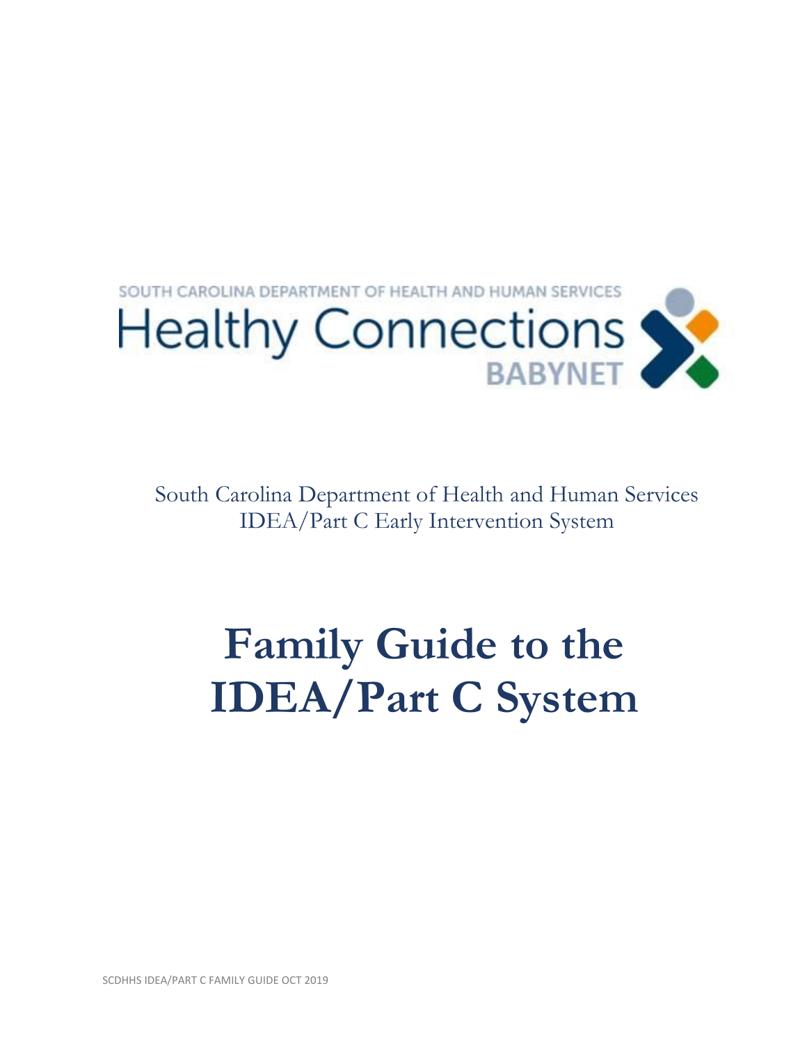SOUTH CAROLINA DEPARTMENT OF HEALTH AND HUMAN SERVICES

Healthy Connections

BABYNET

South Carolina Department of Health and Human Services
IDEA/Part C Early Intervention System

# Family Guide to the IDEA/Part C System

SCDHHS IDEA/PART C FAMILY GUIDE OCT 2019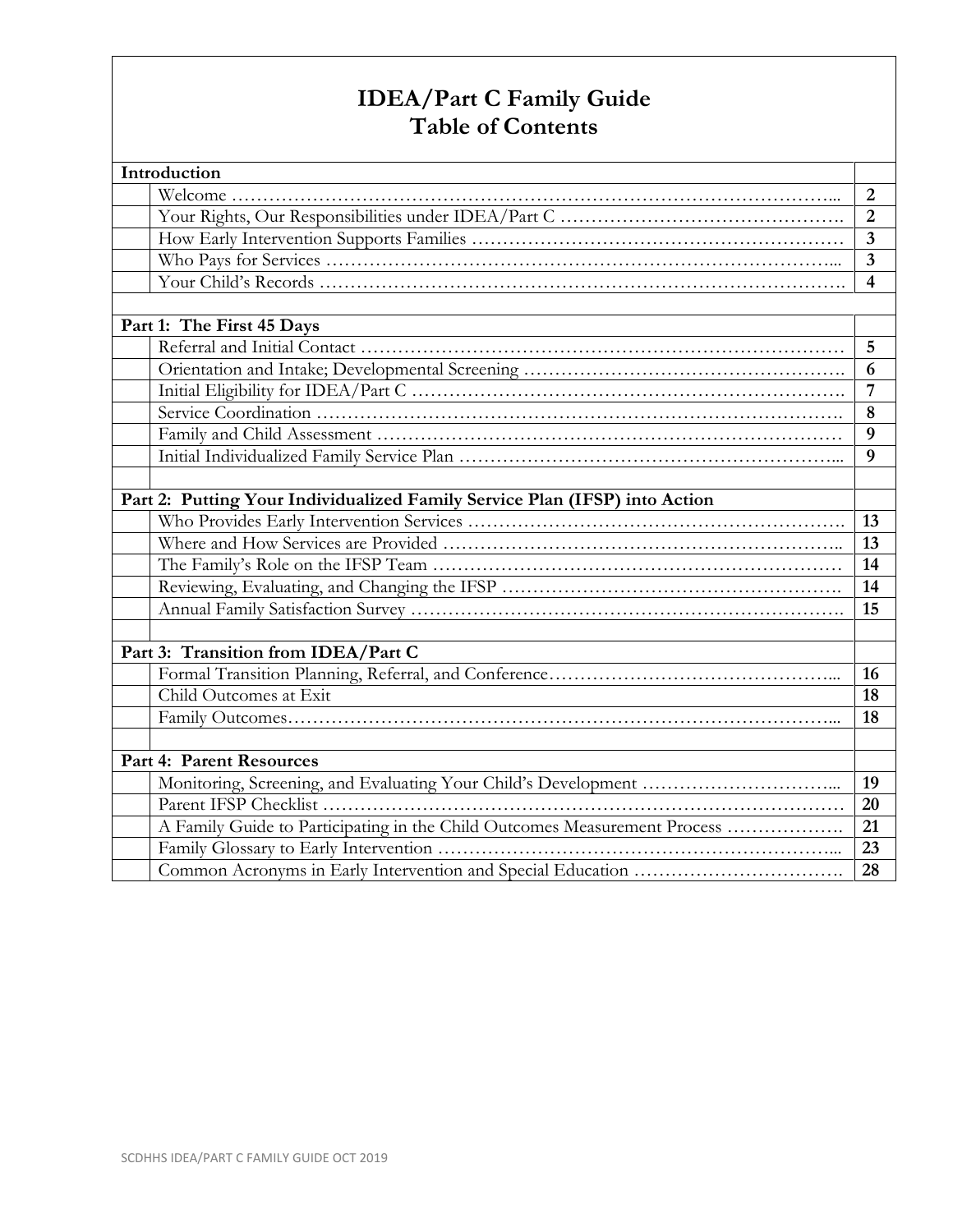# IDEA/Part C Family Guide
## Table of Contents

| Section | Page |
|---|---|
| **Introduction** | |
| Welcome | 2 |
| Your Rights, Our Responsibilities under IDEA/Part C | 2 |
| How Early Intervention Supports Families | 3 |
| Who Pays for Services | 3 |
| Your Child's Records | 4 |
| | |
| **Part 1: The First 45 Days** | |
| Referral and Initial Contact | 5 |
| Orientation and Intake; Developmental Screening | 6 |
| Initial Eligibility for IDEA/Part C | 7 |
| Service Coordination | 8 |
| Family and Child Assessment | 9 |
| Initial Individualized Family Service Plan | 9 |
| | |
| **Part 2: Putting Your Individualized Family Service Plan (IFSP) into Action** | |
| Who Provides Early Intervention Services | 13 |
| Where and How Services are Provided | 13 |
| The Family's Role on the IFSP Team | 14 |
| Reviewing, Evaluating, and Changing the IFSP | 14 |
| Annual Family Satisfaction Survey | 15 |
| | |
| **Part 3: Transition from IDEA/Part C** | |
| Formal Transition Planning, Referral, and Conference | 16 |
| Child Outcomes at Exit | 18 |
| Family Outcomes | 18 |
| | |
| **Part 4: Parent Resources** | |
| Monitoring, Screening, and Evaluating Your Child's Development | 19 |
| Parent IFSP Checklist | 20 |
| A Family Guide to Participating in the Child Outcomes Measurement Process | 21 |
| Family Glossary to Early Intervention | 23 |
| Common Acronyms in Early Intervention and Special Education | 28 |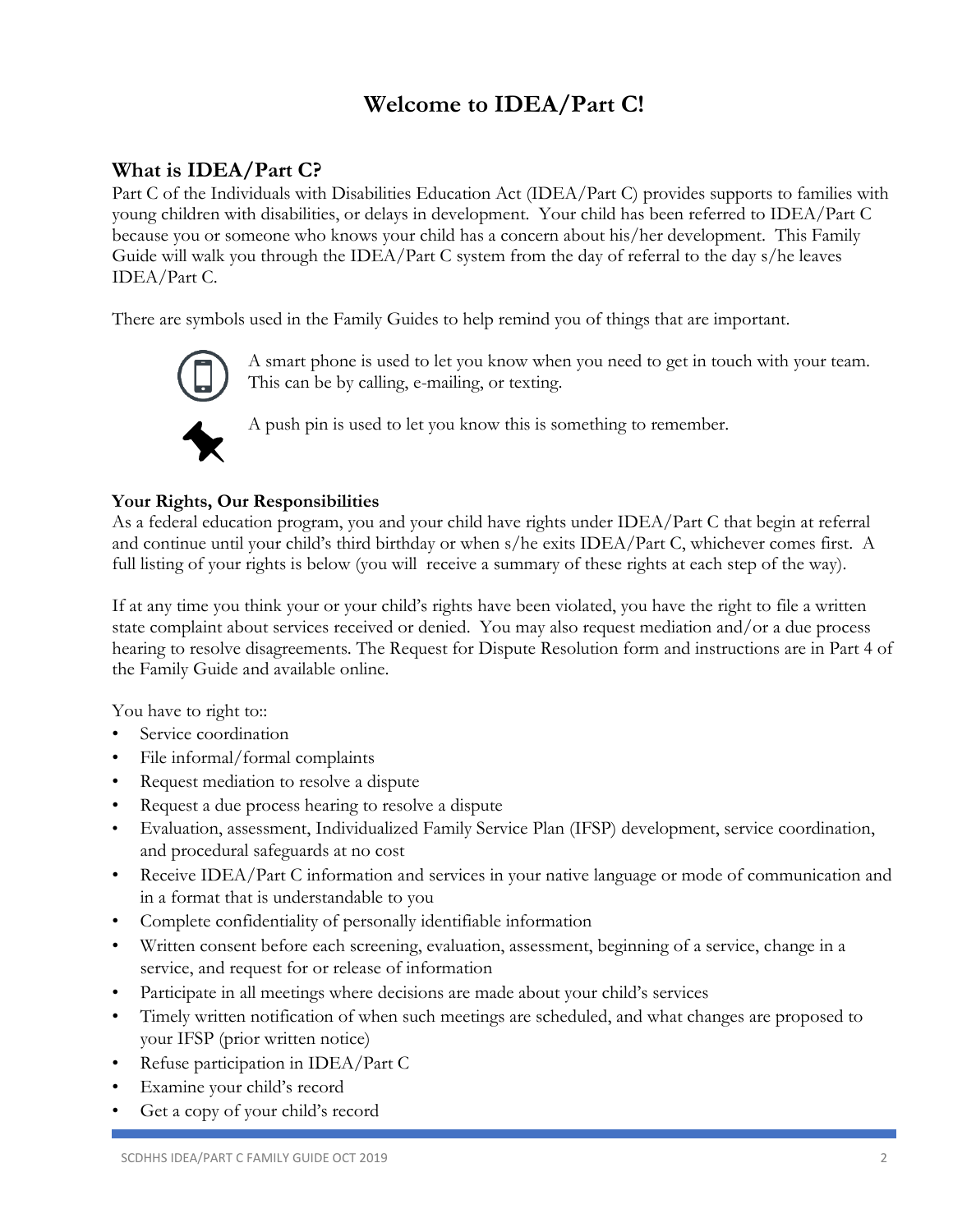# Welcome to IDEA/Part C!

## What is IDEA/Part C?

Part C of the Individuals with Disabilities Education Act (IDEA/Part C) provides supports to families with young children with disabilities, or delays in development. Your child has been referred to IDEA/Part C because you or someone who knows your child has a concern about his/her development. This Family Guide will walk you through the IDEA/Part C system from the day of referral to the day s/he leaves IDEA/Part C.

There are symbols used in the Family Guides to help remind you of things that are important.

A smart phone is used to let you know when you need to get in touch with your team. This can be by calling, e-mailing, or texting.

A push pin is used to let you know this is something to remember.

### Your Rights, Our Responsibilities

As a federal education program, you and your child have rights under IDEA/Part C that begin at referral and continue until your child's third birthday or when s/he exits IDEA/Part C, whichever comes first. A full listing of your rights is below (you will receive a summary of these rights at each step of the way).

If at any time you think your or your child's rights have been violated, you have the right to file a written state complaint about services received or denied. You may also request mediation and/or a due process hearing to resolve disagreements. The Request for Dispute Resolution form and instructions are in Part 4 of the Family Guide and available online.

You have to right to::

- Service coordination
- File informal/formal complaints
- Request mediation to resolve a dispute
- Request a due process hearing to resolve a dispute
- Evaluation, assessment, Individualized Family Service Plan (IFSP) development, service coordination, and procedural safeguards at no cost
- Receive IDEA/Part C information and services in your native language or mode of communication and in a format that is understandable to you
- Complete confidentiality of personally identifiable information
- Written consent before each screening, evaluation, assessment, beginning of a service, change in a service, and request for or release of information
- Participate in all meetings where decisions are made about your child's services
- Timely written notification of when such meetings are scheduled, and what changes are proposed to your IFSP (prior written notice)
- Refuse participation in IDEA/Part C
- Examine your child's record
- Get a copy of your child's record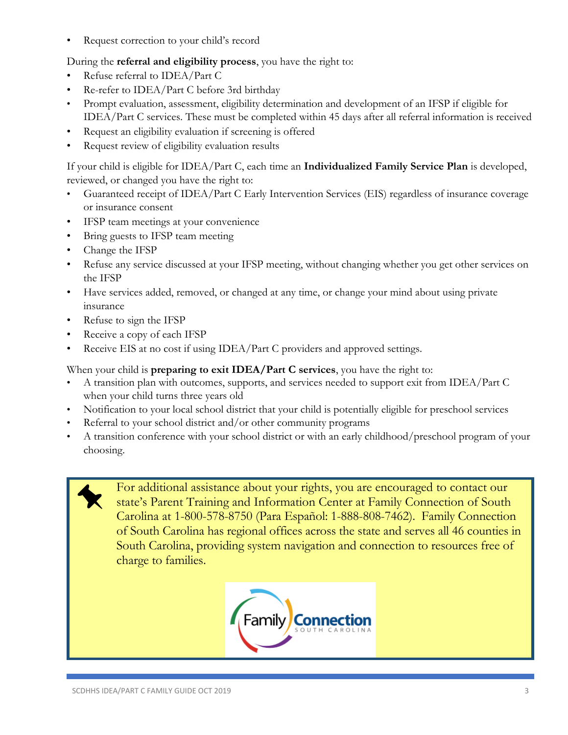- Request correction to your child's record

During the **referral and eligibility process**, you have the right to:

- Refuse referral to IDEA/Part C
- Re-refer to IDEA/Part C before 3rd birthday
- Prompt evaluation, assessment, eligibility determination and development of an IFSP if eligible for IDEA/Part C services. These must be completed within 45 days after all referral information is received
- Request an eligibility evaluation if screening is offered
- Request review of eligibility evaluation results

If your child is eligible for IDEA/Part C, each time an **Individualized Family Service Plan** is developed, reviewed, or changed you have the right to:

- Guaranteed receipt of IDEA/Part C Early Intervention Services (EIS) regardless of insurance coverage or insurance consent
- IFSP team meetings at your convenience
- Bring guests to IFSP team meeting
- Change the IFSP
- Refuse any service discussed at your IFSP meeting, without changing whether you get other services on the IFSP
- Have services added, removed, or changed at any time, or change your mind about using private insurance
- Refuse to sign the IFSP
- Receive a copy of each IFSP
- Receive EIS at no cost if using IDEA/Part C providers and approved settings.

When your child is **preparing to exit IDEA/Part C services**, you have the right to:

- A transition plan with outcomes, supports, and services needed to support exit from IDEA/Part C when your child turns three years old
- Notification to your local school district that your child is potentially eligible for preschool services
- Referral to your school district and/or other community programs
- A transition conference with your school district or with an early childhood/preschool program of your choosing.

For additional assistance about your rights, you are encouraged to contact our state's Parent Training and Information Center at Family Connection of South Carolina at 1-800-578-8750 (Para Español: 1-888-808-7462). Family Connection of South Carolina has regional offices across the state and serves all 46 counties in South Carolina, providing system navigation and connection to resources free of charge to families.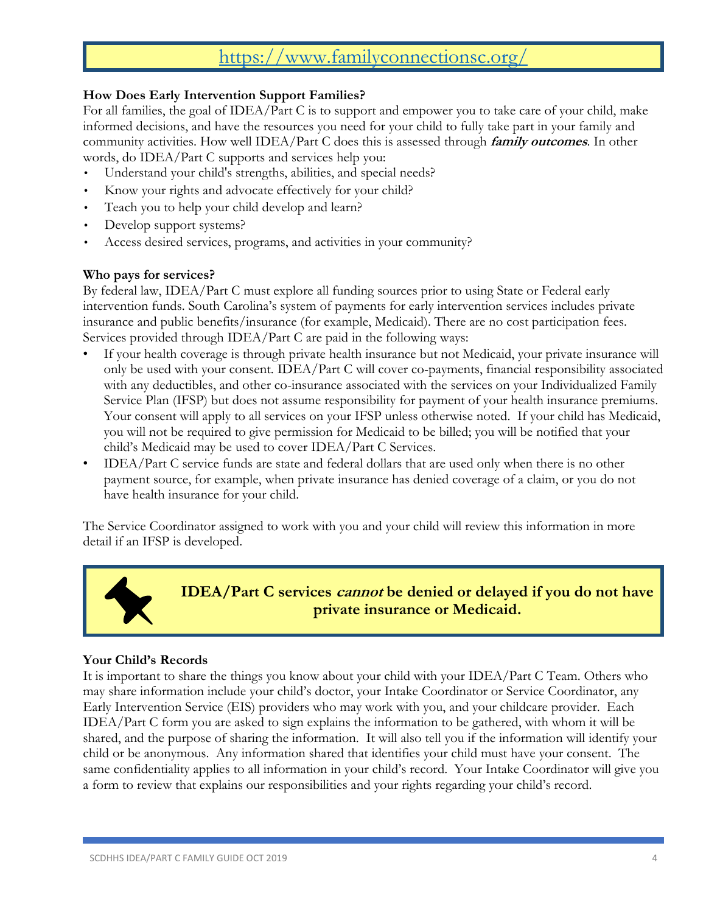[https://www.familyconnectionsc.org/](https://www.familyconnectionsc.org/)

**How Does Early Intervention Support Families?**

For all families, the goal of IDEA/Part C is to support and empower you to take care of your child, make informed decisions, and have the resources you need for your child to fully take part in your family and community activities. How well IDEA/Part C does this is assessed through ***family outcomes***. In other words, do IDEA/Part C supports and services help you:

- Understand your child's strengths, abilities, and special needs?
- Know your rights and advocate effectively for your child?
- Teach you to help your child develop and learn?
- Develop support systems?
- Access desired services, programs, and activities in your community?

**Who pays for services?**

By federal law, IDEA/Part C must explore all funding sources prior to using State or Federal early intervention funds. South Carolina's system of payments for early intervention services includes private insurance and public benefits/insurance (for example, Medicaid). There are no cost participation fees. Services provided through IDEA/Part C are paid in the following ways:

- If your health coverage is through private health insurance but not Medicaid, your private insurance will only be used with your consent. IDEA/Part C will cover co-payments, financial responsibility associated with any deductibles, and other co-insurance associated with the services on your Individualized Family Service Plan (IFSP) but does not assume responsibility for payment of your health insurance premiums. Your consent will apply to all services on your IFSP unless otherwise noted. If your child has Medicaid, you will not be required to give permission for Medicaid to be billed; you will be notified that your child's Medicaid may be used to cover IDEA/Part C Services.
- IDEA/Part C service funds are state and federal dollars that are used only when there is no other payment source, for example, when private insurance has denied coverage of a claim, or you do not have health insurance for your child.

The Service Coordinator assigned to work with you and your child will review this information in more detail if an IFSP is developed.

**IDEA/Part C services *cannot* be denied or delayed if you do not have private insurance or Medicaid.**

**Your Child's Records**

It is important to share the things you know about your child with your IDEA/Part C Team. Others who may share information include your child's doctor, your Intake Coordinator or Service Coordinator, any Early Intervention Service (EIS) providers who may work with you, and your childcare provider. Each IDEA/Part C form you are asked to sign explains the information to be gathered, with whom it will be shared, and the purpose of sharing the information. It will also tell you if the information will identify your child or be anonymous. Any information shared that identifies your child must have your consent. The same confidentiality applies to all information in your child's record. Your Intake Coordinator will give you a form to review that explains our responsibilities and your rights regarding your child's record.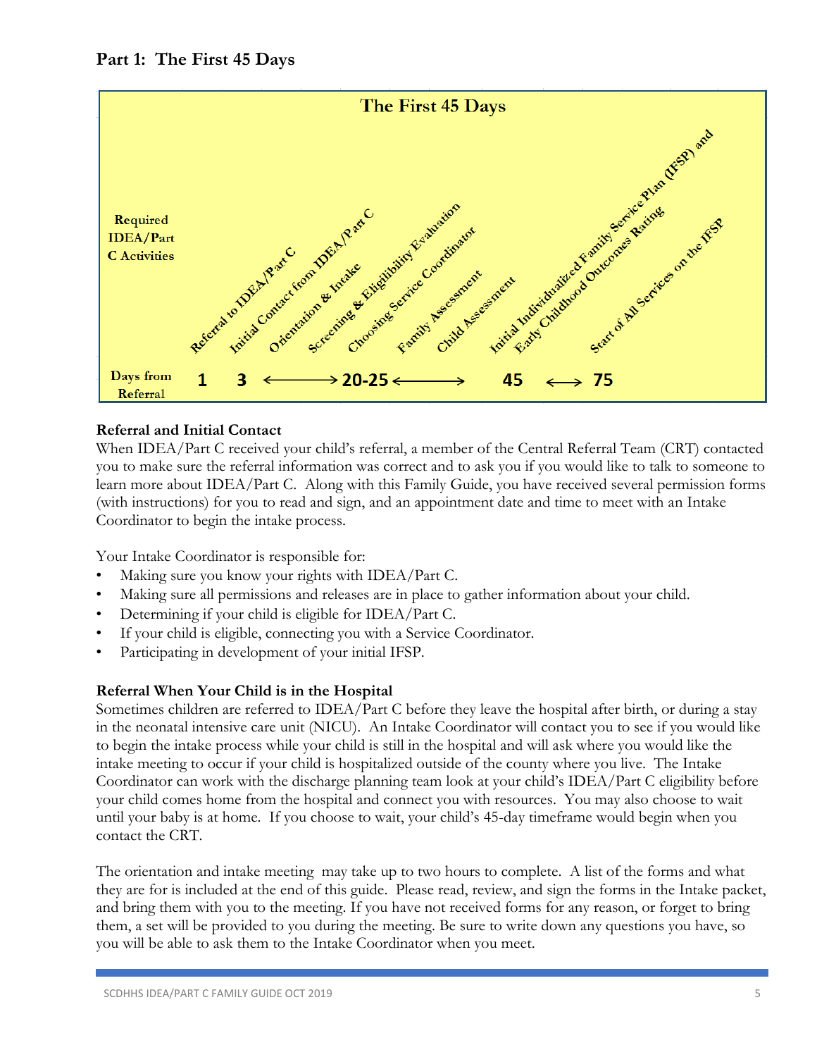## Part 1: The First 45 Days

**The First 45 Days**

| Required IDEA/Part C Activities | Referral to IDEA/Part C | Initial Contact from IDEA/Part C | Orientation & Intake | Screening & Eligibility Evaluation | Choosing Service Coordinator | Family Assessment | Child Assessment | Initial Individualized Family Service Plan (IFSP) and Early Childhood Outcomes Rating | Start of All Services on the IFSP |
|---|---|---|---|---|---|---|---|---|---|
| Days from Referral | 1 | 3 | ⟵⟶ | 20-25 | ⟵⟶ | | | 45 ⟵⟶ | 75 |

### Referral and Initial Contact

When IDEA/Part C received your child's referral, a member of the Central Referral Team (CRT) contacted you to make sure the referral information was correct and to ask you if you would like to talk to someone to learn more about IDEA/Part C. Along with this Family Guide, you have received several permission forms (with instructions) for you to read and sign, and an appointment date and time to meet with an Intake Coordinator to begin the intake process.

Your Intake Coordinator is responsible for:

- Making sure you know your rights with IDEA/Part C.
- Making sure all permissions and releases are in place to gather information about your child.
- Determining if your child is eligible for IDEA/Part C.
- If your child is eligible, connecting you with a Service Coordinator.
- Participating in development of your initial IFSP.

### Referral When Your Child is in the Hospital

Sometimes children are referred to IDEA/Part C before they leave the hospital after birth, or during a stay in the neonatal intensive care unit (NICU). An Intake Coordinator will contact you to see if you would like to begin the intake process while your child is still in the hospital and will ask where you would like the intake meeting to occur if your child is hospitalized outside of the county where you live. The Intake Coordinator can work with the discharge planning team look at your child's IDEA/Part C eligibility before your child comes home from the hospital and connect you with resources. You may also choose to wait until your baby is at home. If you choose to wait, your child's 45-day timeframe would begin when you contact the CRT.

The orientation and intake meeting may take up to two hours to complete. A list of the forms and what they are for is included at the end of this guide. Please read, review, and sign the forms in the Intake packet, and bring them with you to the meeting. If you have not received forms for any reason, or forget to bring them, a set will be provided to you during the meeting. Be sure to write down any questions you have, so you will be able to ask them to the Intake Coordinator when you meet.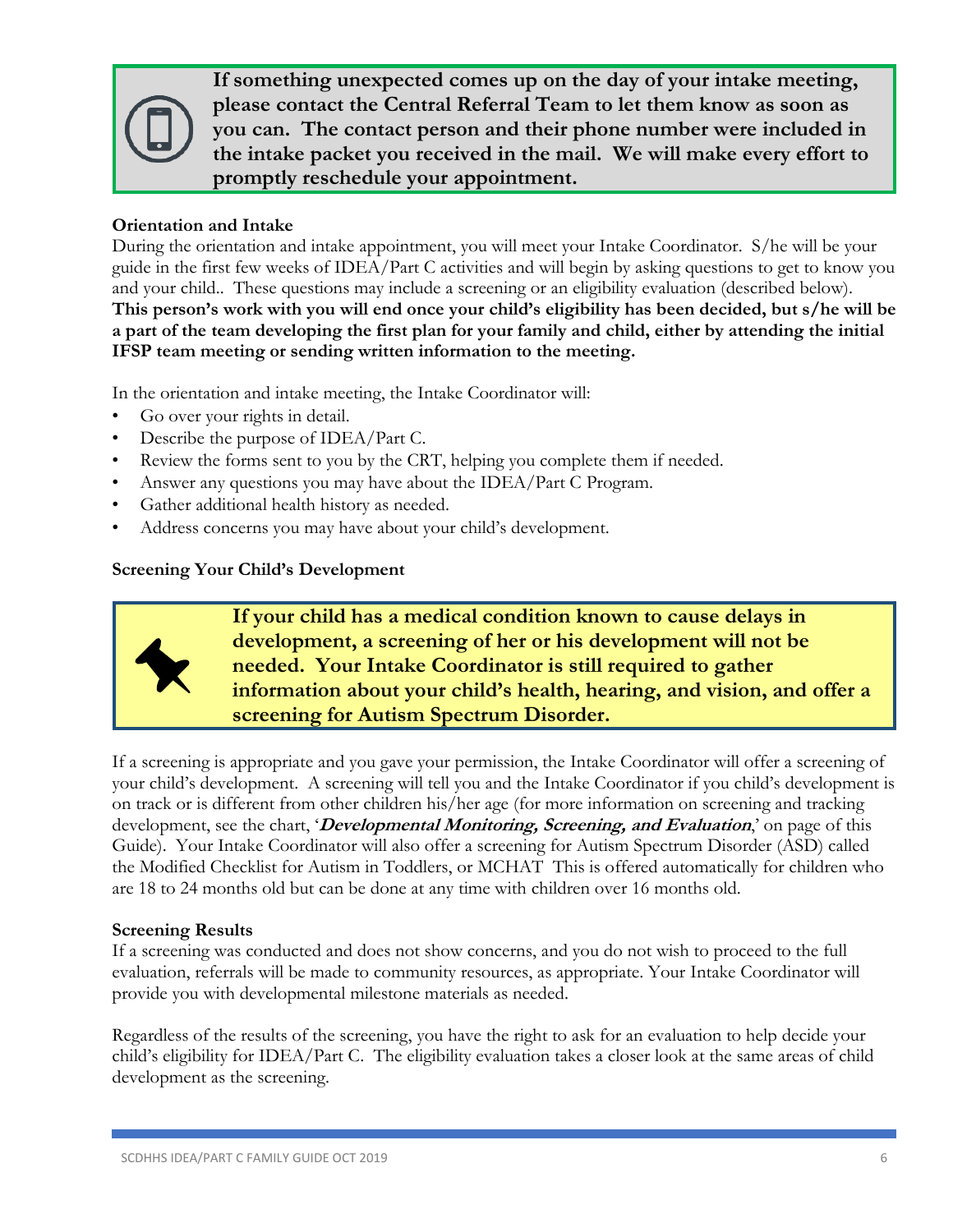**If something unexpected comes up on the day of your intake meeting, please contact the Central Referral Team to let them know as soon as you can. The contact person and their phone number were included in the intake packet you received in the mail. We will make every effort to promptly reschedule your appointment.**

**Orientation and Intake**

During the orientation and intake appointment, you will meet your Intake Coordinator. S/he will be your guide in the first few weeks of IDEA/Part C activities and will begin by asking questions to get to know you and your child.. These questions may include a screening or an eligibility evaluation (described below). **This person's work with you will end once your child's eligibility has been decided, but s/he will be a part of the team developing the first plan for your family and child, either by attending the initial IFSP team meeting or sending written information to the meeting.**

In the orientation and intake meeting, the Intake Coordinator will:

- Go over your rights in detail.
- Describe the purpose of IDEA/Part C.
- Review the forms sent to you by the CRT, helping you complete them if needed.
- Answer any questions you may have about the IDEA/Part C Program.
- Gather additional health history as needed.
- Address concerns you may have about your child's development.

**Screening Your Child's Development**

**If your child has a medical condition known to cause delays in development, a screening of her or his development will not be needed. Your Intake Coordinator is still required to gather information about your child's health, hearing, and vision, and offer a screening for Autism Spectrum Disorder.**

If a screening is appropriate and you gave your permission, the Intake Coordinator will offer a screening of your child's development. A screening will tell you and the Intake Coordinator if you child's development is on track or is different from other children his/her age (for more information on screening and tracking development, see the chart, '***Developmental Monitoring, Screening, and Evaluation***,' on page of this Guide). Your Intake Coordinator will also offer a screening for Autism Spectrum Disorder (ASD) called the Modified Checklist for Autism in Toddlers, or MCHAT This is offered automatically for children who are 18 to 24 months old but can be done at any time with children over 16 months old.

**Screening Results**

If a screening was conducted and does not show concerns, and you do not wish to proceed to the full evaluation, referrals will be made to community resources, as appropriate. Your Intake Coordinator will provide you with developmental milestone materials as needed.

Regardless of the results of the screening, you have the right to ask for an evaluation to help decide your child's eligibility for IDEA/Part C. The eligibility evaluation takes a closer look at the same areas of child development as the screening.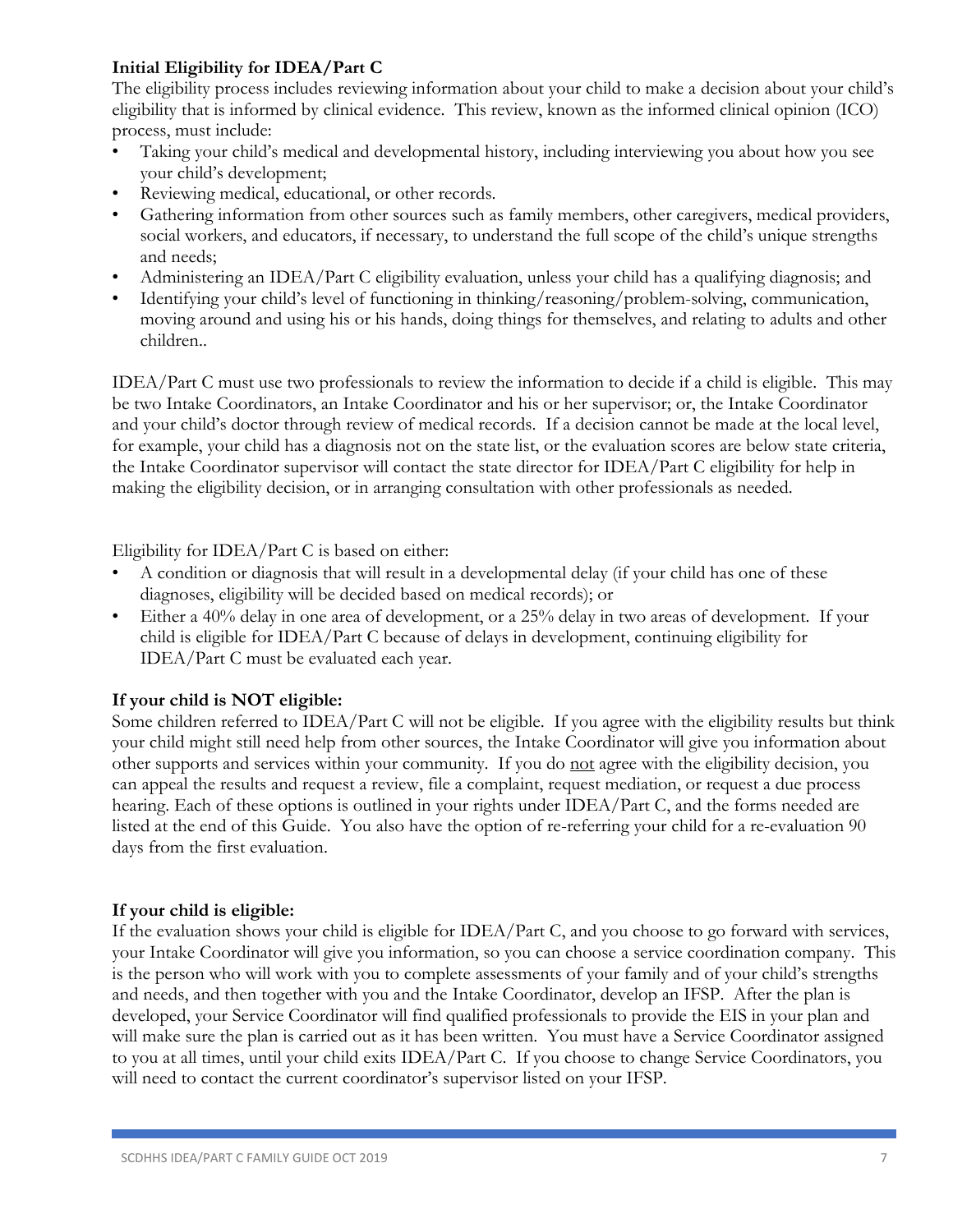**Initial Eligibility for IDEA/Part C**

The eligibility process includes reviewing information about your child to make a decision about your child's eligibility that is informed by clinical evidence. This review, known as the informed clinical opinion (ICO) process, must include:

- Taking your child's medical and developmental history, including interviewing you about how you see your child's development;
- Reviewing medical, educational, or other records.
- Gathering information from other sources such as family members, other caregivers, medical providers, social workers, and educators, if necessary, to understand the full scope of the child's unique strengths and needs;
- Administering an IDEA/Part C eligibility evaluation, unless your child has a qualifying diagnosis; and
- Identifying your child's level of functioning in thinking/reasoning/problem-solving, communication, moving around and using his or his hands, doing things for themselves, and relating to adults and other children..

IDEA/Part C must use two professionals to review the information to decide if a child is eligible. This may be two Intake Coordinators, an Intake Coordinator and his or her supervisor; or, the Intake Coordinator and your child's doctor through review of medical records. If a decision cannot be made at the local level, for example, your child has a diagnosis not on the state list, or the evaluation scores are below state criteria, the Intake Coordinator supervisor will contact the state director for IDEA/Part C eligibility for help in making the eligibility decision, or in arranging consultation with other professionals as needed.

Eligibility for IDEA/Part C is based on either:

- A condition or diagnosis that will result in a developmental delay (if your child has one of these diagnoses, eligibility will be decided based on medical records); or
- Either a 40% delay in one area of development, or a 25% delay in two areas of development. If your child is eligible for IDEA/Part C because of delays in development, continuing eligibility for IDEA/Part C must be evaluated each year.

**If your child is NOT eligible:**

Some children referred to IDEA/Part C will not be eligible. If you agree with the eligibility results but think your child might still need help from other sources, the Intake Coordinator will give you information about other supports and services within your community. If you do not agree with the eligibility decision, you can appeal the results and request a review, file a complaint, request mediation, or request a due process hearing. Each of these options is outlined in your rights under IDEA/Part C, and the forms needed are listed at the end of this Guide. You also have the option of re-referring your child for a re-evaluation 90 days from the first evaluation.

**If your child is eligible:**

If the evaluation shows your child is eligible for IDEA/Part C, and you choose to go forward with services, your Intake Coordinator will give you information, so you can choose a service coordination company. This is the person who will work with you to complete assessments of your family and of your child's strengths and needs, and then together with you and the Intake Coordinator, develop an IFSP. After the plan is developed, your Service Coordinator will find qualified professionals to provide the EIS in your plan and will make sure the plan is carried out as it has been written. You must have a Service Coordinator assigned to you at all times, until your child exits IDEA/Part C. If you choose to change Service Coordinators, you will need to contact the current coordinator's supervisor listed on your IFSP.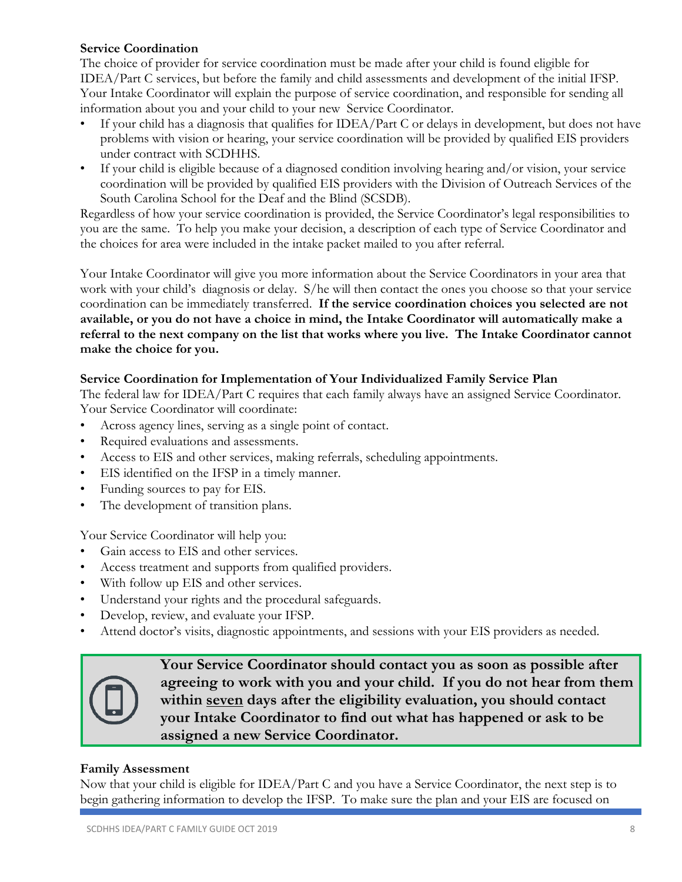**Service Coordination**

The choice of provider for service coordination must be made after your child is found eligible for IDEA/Part C services, but before the family and child assessments and development of the initial IFSP. Your Intake Coordinator will explain the purpose of service coordination, and responsible for sending all information about you and your child to your new Service Coordinator.

- If your child has a diagnosis that qualifies for IDEA/Part C or delays in development, but does not have problems with vision or hearing, your service coordination will be provided by qualified EIS providers under contract with SCDHHS.
- If your child is eligible because of a diagnosed condition involving hearing and/or vision, your service coordination will be provided by qualified EIS providers with the Division of Outreach Services of the South Carolina School for the Deaf and the Blind (SCSDB).

Regardless of how your service coordination is provided, the Service Coordinator's legal responsibilities to you are the same. To help you make your decision, a description of each type of Service Coordinator and the choices for area were included in the intake packet mailed to you after referral.

Your Intake Coordinator will give you more information about the Service Coordinators in your area that work with your child's diagnosis or delay. S/he will then contact the ones you choose so that your service coordination can be immediately transferred. **If the service coordination choices you selected are not available, or you do not have a choice in mind, the Intake Coordinator will automatically make a referral to the next company on the list that works where you live. The Intake Coordinator cannot make the choice for you.**

**Service Coordination for Implementation of Your Individualized Family Service Plan**

The federal law for IDEA/Part C requires that each family always have an assigned Service Coordinator. Your Service Coordinator will coordinate:

- Across agency lines, serving as a single point of contact.
- Required evaluations and assessments.
- Access to EIS and other services, making referrals, scheduling appointments.
- EIS identified on the IFSP in a timely manner.
- Funding sources to pay for EIS.
- The development of transition plans.

Your Service Coordinator will help you:

- Gain access to EIS and other services.
- Access treatment and supports from qualified providers.
- With follow up EIS and other services.
- Understand your rights and the procedural safeguards.
- Develop, review, and evaluate your IFSP.
- Attend doctor's visits, diagnostic appointments, and sessions with your EIS providers as needed.

**Your Service Coordinator should contact you as soon as possible after agreeing to work with you and your child. If you do not hear from them within seven days after the eligibility evaluation, you should contact your Intake Coordinator to find out what has happened or ask to be assigned a new Service Coordinator.**

**Family Assessment**

Now that your child is eligible for IDEA/Part C and you have a Service Coordinator, the next step is to begin gathering information to develop the IFSP. To make sure the plan and your EIS are focused on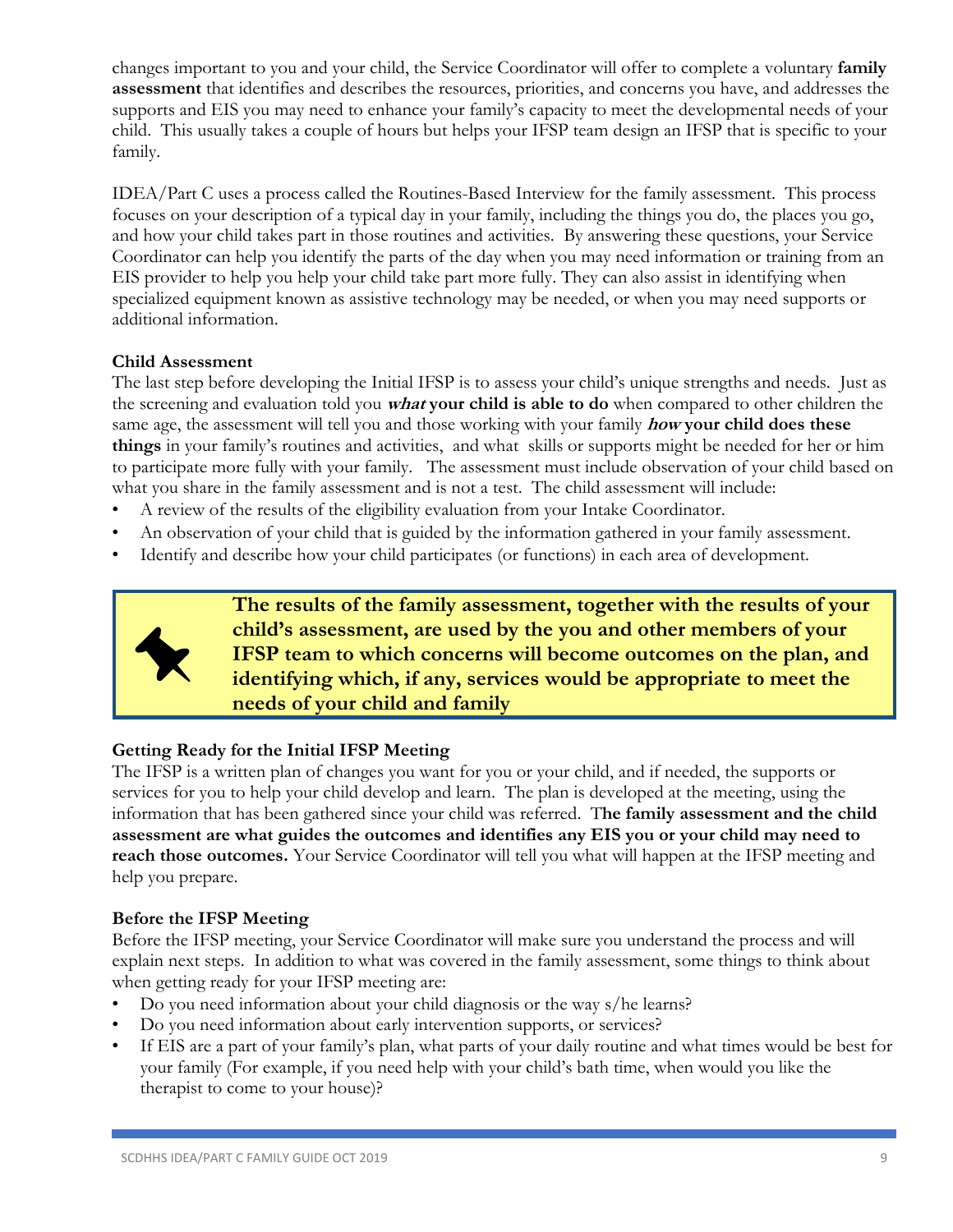changes important to you and your child, the Service Coordinator will offer to complete a voluntary **family assessment** that identifies and describes the resources, priorities, and concerns you have, and addresses the supports and EIS you may need to enhance your family's capacity to meet the developmental needs of your child. This usually takes a couple of hours but helps your IFSP team design an IFSP that is specific to your family.

IDEA/Part C uses a process called the Routines-Based Interview for the family assessment. This process focuses on your description of a typical day in your family, including the things you do, the places you go, and how your child takes part in those routines and activities. By answering these questions, your Service Coordinator can help you identify the parts of the day when you may need information or training from an EIS provider to help you help your child take part more fully. They can also assist in identifying when specialized equipment known as assistive technology may be needed, or when you may need supports or additional information.

**Child Assessment**

The last step before developing the Initial IFSP is to assess your child's unique strengths and needs. Just as the screening and evaluation told you ***what* your child is able to do** when compared to other children the same age, the assessment will tell you and those working with your family ***how* your child does these things** in your family's routines and activities, and what skills or supports might be needed for her or him to participate more fully with your family. The assessment must include observation of your child based on what you share in the family assessment and is not a test. The child assessment will include:

- A review of the results of the eligibility evaluation from your Intake Coordinator.
- An observation of your child that is guided by the information gathered in your family assessment.
- Identify and describe how your child participates (or functions) in each area of development.

> **The results of the family assessment, together with the results of your child's assessment, are used by the you and other members of your IFSP team to which concerns will become outcomes on the plan, and identifying which, if any, services would be appropriate to meet the needs of your child and family**

**Getting Ready for the Initial IFSP Meeting**

The IFSP is a written plan of changes you want for you or your child, and if needed, the supports or services for you to help your child develop and learn. The plan is developed at the meeting, using the information that has been gathered since your child was referred. T**he family assessment and the child assessment are what guides the outcomes and identifies any EIS you or your child may need to reach those outcomes.** Your Service Coordinator will tell you what will happen at the IFSP meeting and help you prepare.

**Before the IFSP Meeting**

Before the IFSP meeting, your Service Coordinator will make sure you understand the process and will explain next steps. In addition to what was covered in the family assessment, some things to think about when getting ready for your IFSP meeting are:

- Do you need information about your child diagnosis or the way s/he learns?
- Do you need information about early intervention supports, or services?
- If EIS are a part of your family's plan, what parts of your daily routine and what times would be best for your family (For example, if you need help with your child's bath time, when would you like the therapist to come to your house)?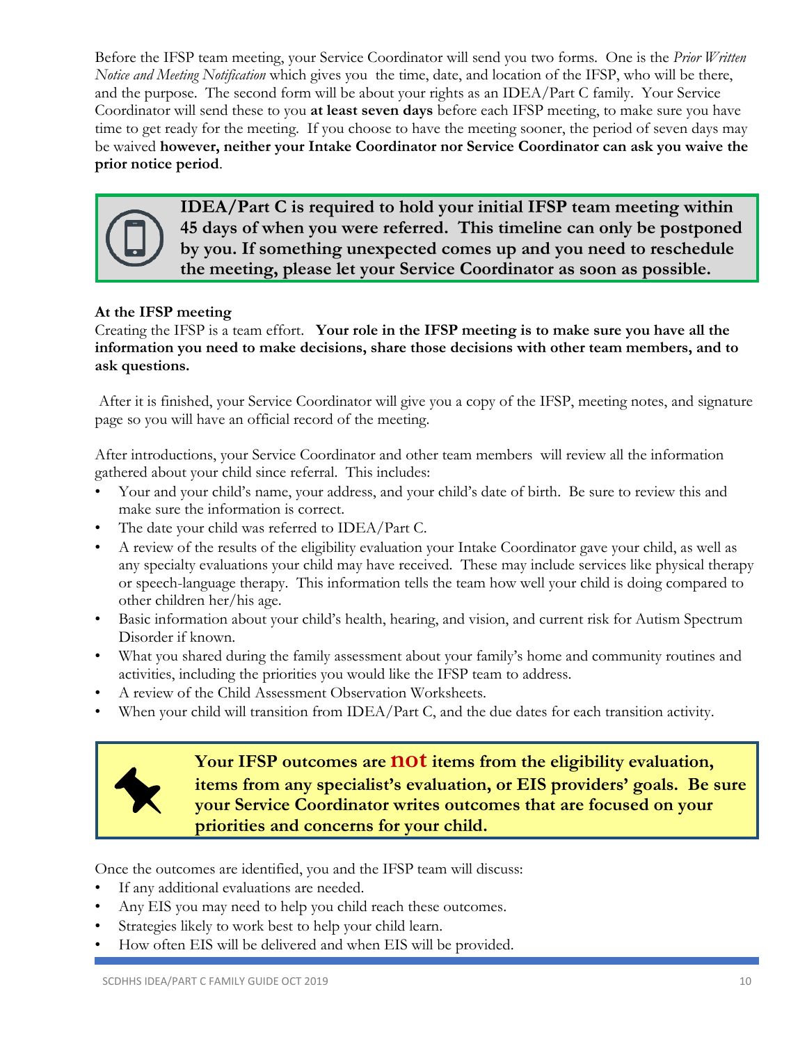Before the IFSP team meeting, your Service Coordinator will send you two forms. One is the *Prior Written Notice and Meeting Notification* which gives you the time, date, and location of the IFSP, who will be there, and the purpose. The second form will be about your rights as an IDEA/Part C family. Your Service Coordinator will send these to you **at least seven days** before each IFSP meeting, to make sure you have time to get ready for the meeting. If you choose to have the meeting sooner, the period of seven days may be waived **however, neither your Intake Coordinator nor Service Coordinator can ask you waive the prior notice period**.

> **IDEA/Part C is required to hold your initial IFSP team meeting within 45 days of when you were referred. This timeline can only be postponed by you. If something unexpected comes up and you need to reschedule the meeting, please let your Service Coordinator as soon as possible.**

**At the IFSP meeting**

Creating the IFSP is a team effort. **Your role in the IFSP meeting is to make sure you have all the information you need to make decisions, share those decisions with other team members, and to ask questions.**

After it is finished, your Service Coordinator will give you a copy of the IFSP, meeting notes, and signature page so you will have an official record of the meeting.

After introductions, your Service Coordinator and other team members will review all the information gathered about your child since referral. This includes:

- Your and your child's name, your address, and your child's date of birth. Be sure to review this and make sure the information is correct.
- The date your child was referred to IDEA/Part C.
- A review of the results of the eligibility evaluation your Intake Coordinator gave your child, as well as any specialty evaluations your child may have received. These may include services like physical therapy or speech-language therapy. This information tells the team how well your child is doing compared to other children her/his age.
- Basic information about your child's health, hearing, and vision, and current risk for Autism Spectrum Disorder if known.
- What you shared during the family assessment about your family's home and community routines and activities, including the priorities you would like the IFSP team to address.
- A review of the Child Assessment Observation Worksheets.
- When your child will transition from IDEA/Part C, and the due dates for each transition activity.

> **Your IFSP outcomes are not items from the eligibility evaluation, items from any specialist's evaluation, or EIS providers' goals. Be sure your Service Coordinator writes outcomes that are focused on your priorities and concerns for your child.**

Once the outcomes are identified, you and the IFSP team will discuss:

- If any additional evaluations are needed.
- Any EIS you may need to help you child reach these outcomes.
- Strategies likely to work best to help your child learn.
- How often EIS will be delivered and when EIS will be provided.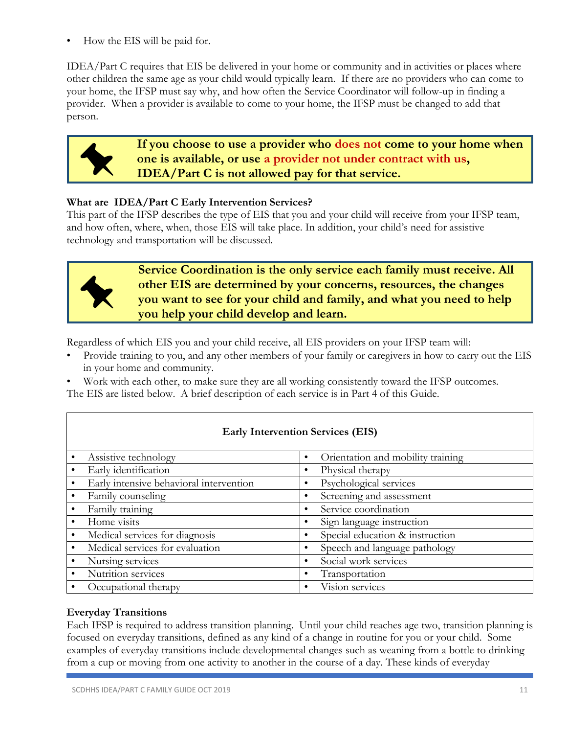- How the EIS will be paid for.

IDEA/Part C requires that EIS be delivered in your home or community and in activities or places where other children the same age as your child would typically learn. If there are no providers who can come to your home, the IFSP must say why, and how often the Service Coordinator will follow-up in finding a provider. When a provider is available to come to your home, the IFSP must be changed to add that person.

> **If you choose to use a provider who does not come to your home when one is available, or use a provider not under contract with us, IDEA/Part C is not allowed pay for that service.**

**What are IDEA/Part C Early Intervention Services?**

This part of the IFSP describes the type of EIS that you and your child will receive from your IFSP team, and how often, where, when, those EIS will take place. In addition, your child's need for assistive technology and transportation will be discussed.

> **Service Coordination is the only service each family must receive. All other EIS are determined by your concerns, resources, the changes you want to see for your child and family, and what you need to help you help your child develop and learn.**

Regardless of which EIS you and your child receive, all EIS providers on your IFSP team will:

- Provide training to you, and any other members of your family or caregivers in how to carry out the EIS in your home and community.
- Work with each other, to make sure they are all working consistently toward the IFSP outcomes.

The EIS are listed below. A brief description of each service is in Part 4 of this Guide.

| **Early Intervention Services (EIS)** | |
|---|---|
| • Assistive technology | • Orientation and mobility training |
| • Early identification | • Physical therapy |
| • Early intensive behavioral intervention | • Psychological services |
| • Family counseling | • Screening and assessment |
| • Family training | • Service coordination |
| • Home visits | • Sign language instruction |
| • Medical services for diagnosis | • Special education & instruction |
| • Medical services for evaluation | • Speech and language pathology |
| • Nursing services | • Social work services |
| • Nutrition services | • Transportation |
| • Occupational therapy | • Vision services |

**Everyday Transitions**

Each IFSP is required to address transition planning. Until your child reaches age two, transition planning is focused on everyday transitions, defined as any kind of a change in routine for you or your child. Some examples of everyday transitions include developmental changes such as weaning from a bottle to drinking from a cup or moving from one activity to another in the course of a day. These kinds of everyday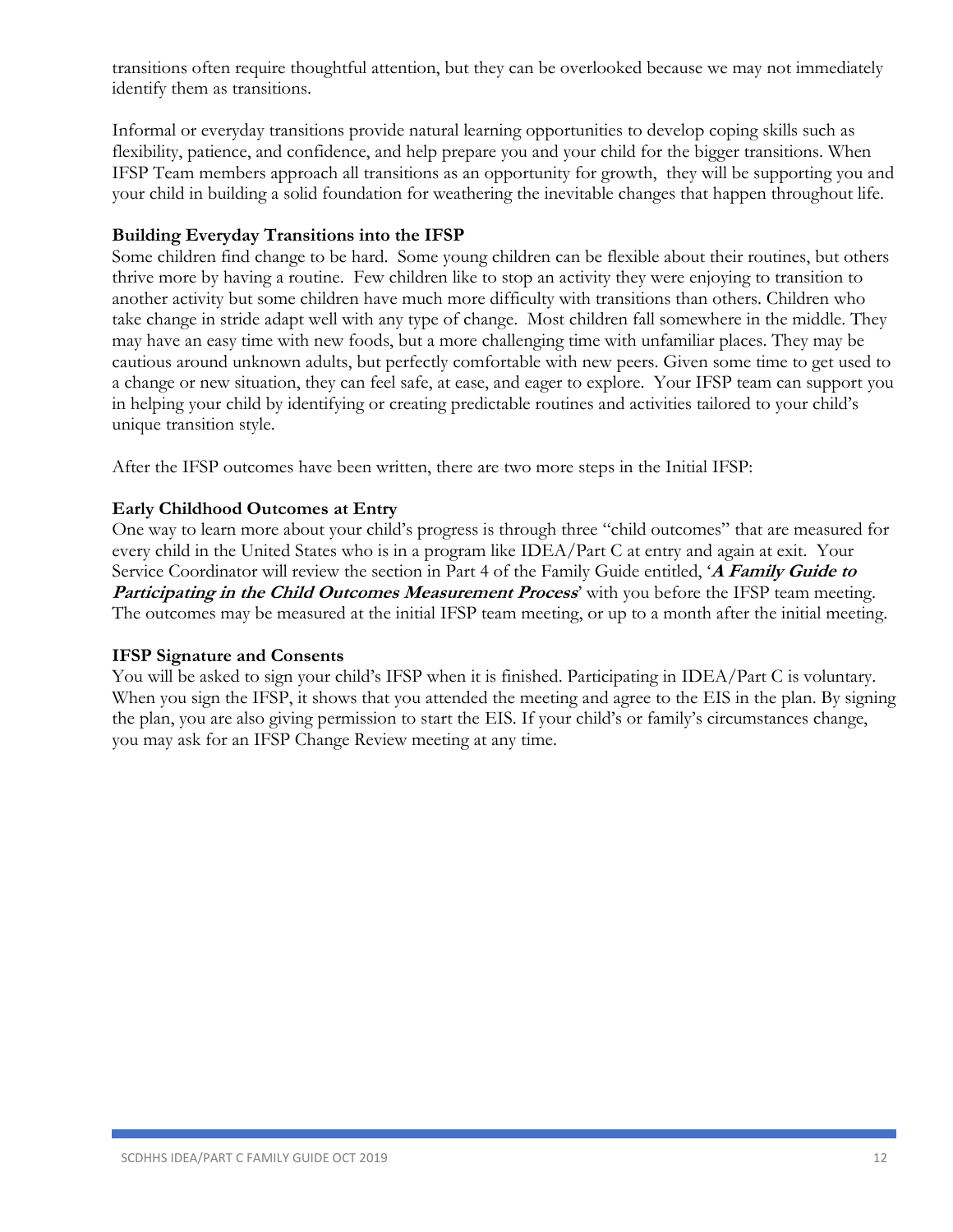transitions often require thoughtful attention, but they can be overlooked because we may not immediately identify them as transitions.

Informal or everyday transitions provide natural learning opportunities to develop coping skills such as flexibility, patience, and confidence, and help prepare you and your child for the bigger transitions. When IFSP Team members approach all transitions as an opportunity for growth, they will be supporting you and your child in building a solid foundation for weathering the inevitable changes that happen throughout life.

**Building Everyday Transitions into the IFSP**

Some children find change to be hard. Some young children can be flexible about their routines, but others thrive more by having a routine. Few children like to stop an activity they were enjoying to transition to another activity but some children have much more difficulty with transitions than others. Children who take change in stride adapt well with any type of change. Most children fall somewhere in the middle. They may have an easy time with new foods, but a more challenging time with unfamiliar places. They may be cautious around unknown adults, but perfectly comfortable with new peers. Given some time to get used to a change or new situation, they can feel safe, at ease, and eager to explore. Your IFSP team can support you in helping your child by identifying or creating predictable routines and activities tailored to your child's unique transition style.

After the IFSP outcomes have been written, there are two more steps in the Initial IFSP:

**Early Childhood Outcomes at Entry**

One way to learn more about your child's progress is through three "child outcomes" that are measured for every child in the United States who is in a program like IDEA/Part C at entry and again at exit. Your Service Coordinator will review the section in Part 4 of the Family Guide entitled, '***A Family Guide to Participating in the Child Outcomes Measurement Process***' with you before the IFSP team meeting. The outcomes may be measured at the initial IFSP team meeting, or up to a month after the initial meeting.

**IFSP Signature and Consents**

You will be asked to sign your child's IFSP when it is finished. Participating in IDEA/Part C is voluntary. When you sign the IFSP, it shows that you attended the meeting and agree to the EIS in the plan. By signing the plan, you are also giving permission to start the EIS. If your child's or family's circumstances change, you may ask for an IFSP Change Review meeting at any time.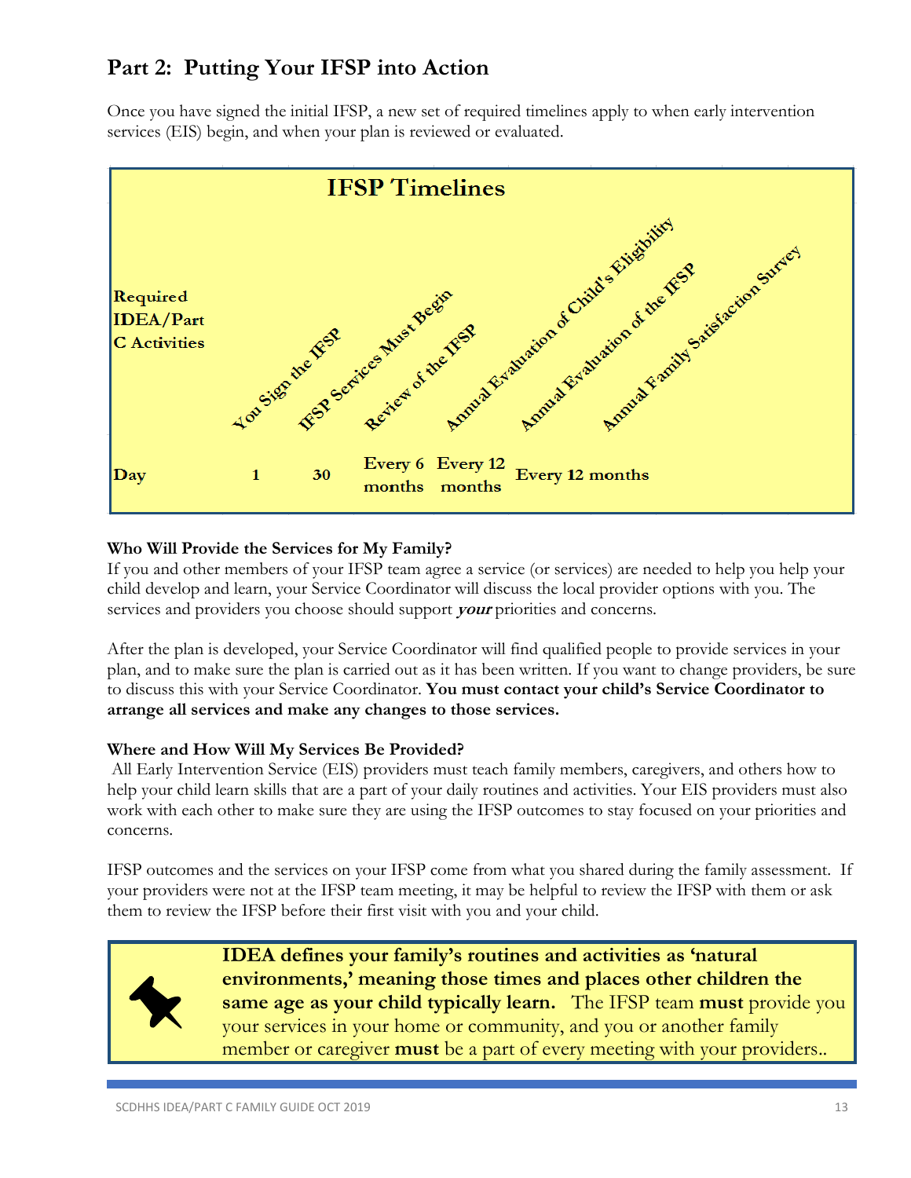## Part 2: Putting Your IFSP into Action

Once you have signed the initial IFSP, a new set of required timelines apply to when early intervention services (EIS) begin, and when your plan is reviewed or evaluated.

**IFSP Timelines**

| Required IDEA/Part C Activities | You Sign the IFSP | IFSP Services Must Begin | Review of the IFSP | Annual Evaluation of Child's Eligibility | Annual Evaluation of the IFSP | Annual Family Satisfaction Survey |
|---|---|---|---|---|---|---|
| Day | 1 | 30 | Every 6 months | Every 12 months | Every 12 months | |

### Who Will Provide the Services for My Family?

If you and other members of your IFSP team agree a service (or services) are needed to help you help your child develop and learn, your Service Coordinator will discuss the local provider options with you. The services and providers you choose should support ***your*** priorities and concerns.

After the plan is developed, your Service Coordinator will find qualified people to provide services in your plan, and to make sure the plan is carried out as it has been written. If you want to change providers, be sure to discuss this with your Service Coordinator. **You must contact your child's Service Coordinator to arrange all services and make any changes to those services.**

### Where and How Will My Services Be Provided?

All Early Intervention Service (EIS) providers must teach family members, caregivers, and others how to help your child learn skills that are a part of your daily routines and activities. Your EIS providers must also work with each other to make sure they are using the IFSP outcomes to stay focused on your priorities and concerns.

IFSP outcomes and the services on your IFSP come from what you shared during the family assessment. If your providers were not at the IFSP team meeting, it may be helpful to review the IFSP with them or ask them to review the IFSP before their first visit with you and your child.

**IDEA defines your family's routines and activities as 'natural environments,' meaning those times and places other children the same age as your child typically learn.** The IFSP team **must** provide you your services in your home or community, and you or another family member or caregiver **must** be a part of every meeting with your providers..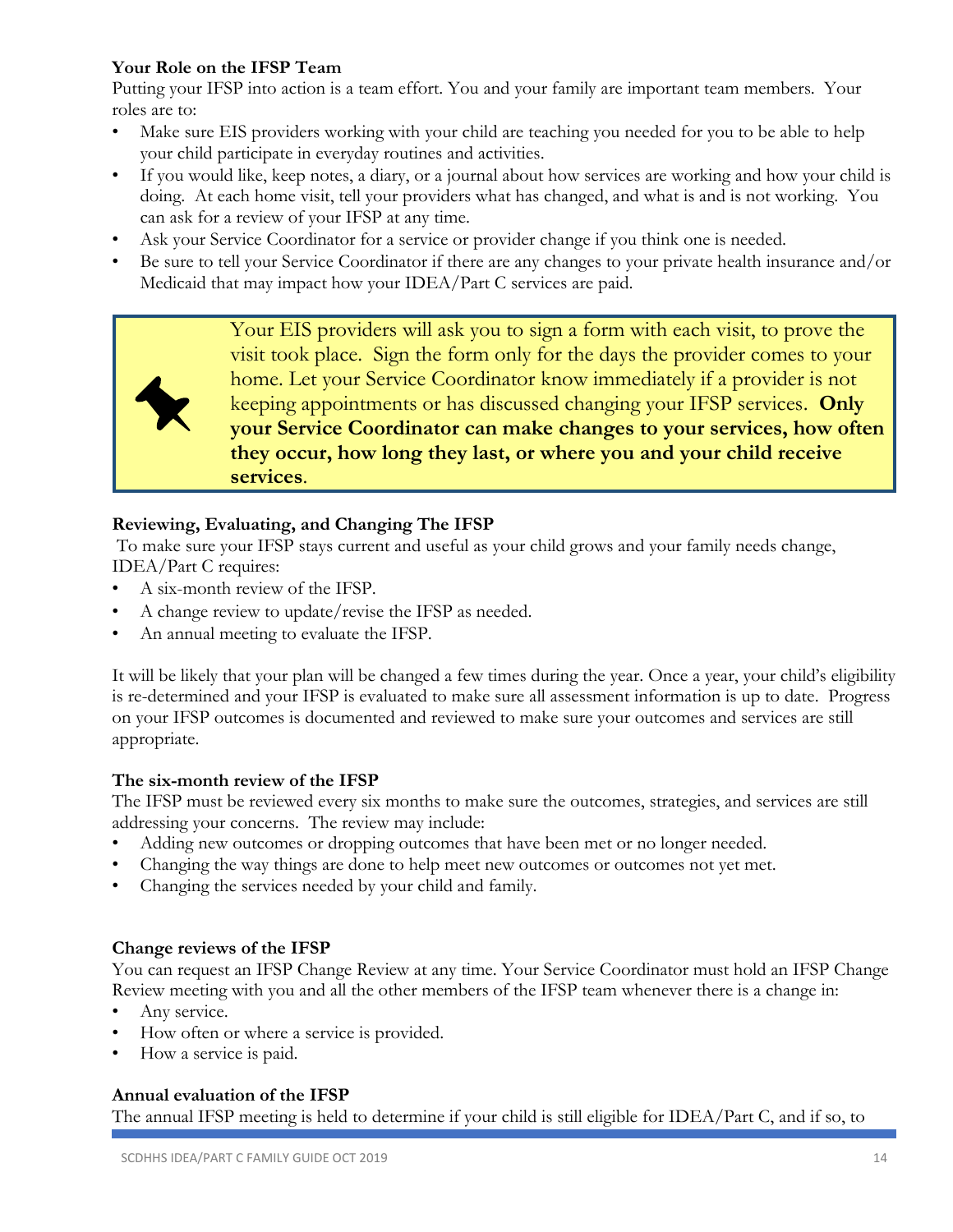**Your Role on the IFSP Team**

Putting your IFSP into action is a team effort. You and your family are important team members. Your roles are to:

- Make sure EIS providers working with your child are teaching you needed for you to be able to help your child participate in everyday routines and activities.
- If you would like, keep notes, a diary, or a journal about how services are working and how your child is doing. At each home visit, tell your providers what has changed, and what is and is not working. You can ask for a review of your IFSP at any time.
- Ask your Service Coordinator for a service or provider change if you think one is needed.
- Be sure to tell your Service Coordinator if there are any changes to your private health insurance and/or Medicaid that may impact how your IDEA/Part C services are paid.

> Your EIS providers will ask you to sign a form with each visit, to prove the visit took place. Sign the form only for the days the provider comes to your home. Let your Service Coordinator know immediately if a provider is not keeping appointments or has discussed changing your IFSP services. **Only your Service Coordinator can make changes to your services, how often they occur, how long they last, or where you and your child receive services**.

**Reviewing, Evaluating, and Changing The IFSP**

To make sure your IFSP stays current and useful as your child grows and your family needs change, IDEA/Part C requires:

- A six-month review of the IFSP.
- A change review to update/revise the IFSP as needed.
- An annual meeting to evaluate the IFSP.

It will be likely that your plan will be changed a few times during the year. Once a year, your child's eligibility is re-determined and your IFSP is evaluated to make sure all assessment information is up to date. Progress on your IFSP outcomes is documented and reviewed to make sure your outcomes and services are still appropriate.

**The six-month review of the IFSP**

The IFSP must be reviewed every six months to make sure the outcomes, strategies, and services are still addressing your concerns. The review may include:

- Adding new outcomes or dropping outcomes that have been met or no longer needed.
- Changing the way things are done to help meet new outcomes or outcomes not yet met.
- Changing the services needed by your child and family.

**Change reviews of the IFSP**

You can request an IFSP Change Review at any time. Your Service Coordinator must hold an IFSP Change Review meeting with you and all the other members of the IFSP team whenever there is a change in:

- Any service.
- How often or where a service is provided.
- How a service is paid.

**Annual evaluation of the IFSP**

The annual IFSP meeting is held to determine if your child is still eligible for IDEA/Part C, and if so, to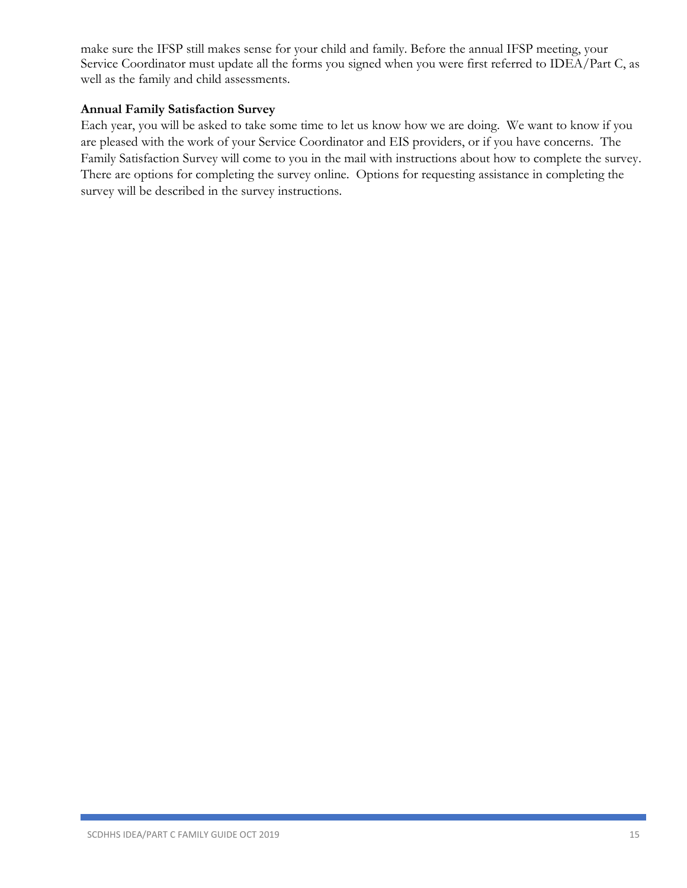make sure the IFSP still makes sense for your child and family. Before the annual IFSP meeting, your Service Coordinator must update all the forms you signed when you were first referred to IDEA/Part C, as well as the family and child assessments.

**Annual Family Satisfaction Survey**

Each year, you will be asked to take some time to let us know how we are doing. We want to know if you are pleased with the work of your Service Coordinator and EIS providers, or if you have concerns. The Family Satisfaction Survey will come to you in the mail with instructions about how to complete the survey. There are options for completing the survey online. Options for requesting assistance in completing the survey will be described in the survey instructions.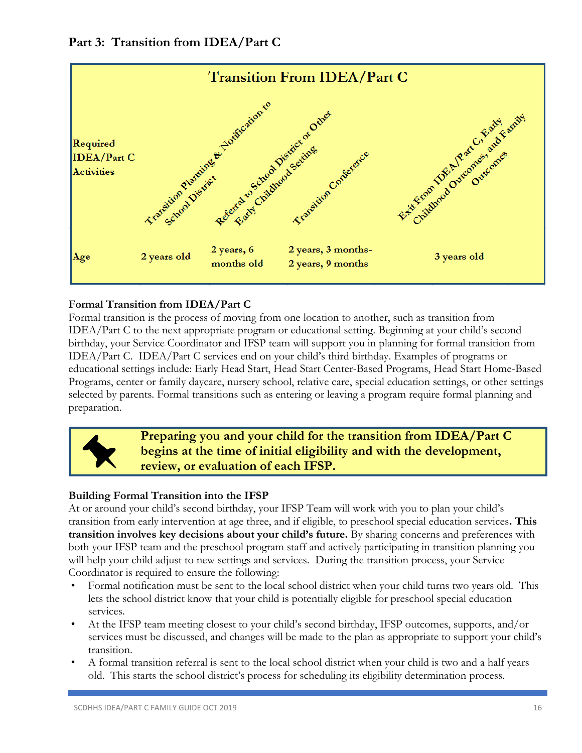## Part 3: Transition from IDEA/Part C

| Transition From IDEA/Part C | | | | |
|---|---|---|---|---|
| Required IDEA/Part C Activities | Transition Planning & Notification to School District | Referral to School District or Other Early Childhood Setting | Transition Conference | Exit From IDEA/Part C, Early Childhood Outcomes, and Family Outcomes |
| Age | 2 years old | 2 years, 6 months old | 2 years, 3 months- 2 years, 9 months | 3 years old |

**Formal Transition from IDEA/Part C**

Formal transition is the process of moving from one location to another, such as transition from IDEA/Part C to the next appropriate program or educational setting. Beginning at your child's second birthday, your Service Coordinator and IFSP team will support you in planning for formal transition from IDEA/Part C. IDEA/Part C services end on your child's third birthday. Examples of programs or educational settings include: Early Head Start, Head Start Center-Based Programs, Head Start Home-Based Programs, center or family daycare, nursery school, relative care, special education settings, or other settings selected by parents. Formal transitions such as entering or leaving a program require formal planning and preparation.

> **Preparing you and your child for the transition from IDEA/Part C begins at the time of initial eligibility and with the development, review, or evaluation of each IFSP.**

**Building Formal Transition into the IFSP**

At or around your child's second birthday, your IFSP Team will work with you to plan your child's transition from early intervention at age three, and if eligible, to preschool special education services**. This transition involves key decisions about your child's future.** By sharing concerns and preferences with both your IFSP team and the preschool program staff and actively participating in transition planning you will help your child adjust to new settings and services. During the transition process, your Service Coordinator is required to ensure the following:

- Formal notification must be sent to the local school district when your child turns two years old. This lets the school district know that your child is potentially eligible for preschool special education services.
- At the IFSP team meeting closest to your child's second birthday, IFSP outcomes, supports, and/or services must be discussed, and changes will be made to the plan as appropriate to support your child's transition.
- A formal transition referral is sent to the local school district when your child is two and a half years old. This starts the school district's process for scheduling its eligibility determination process.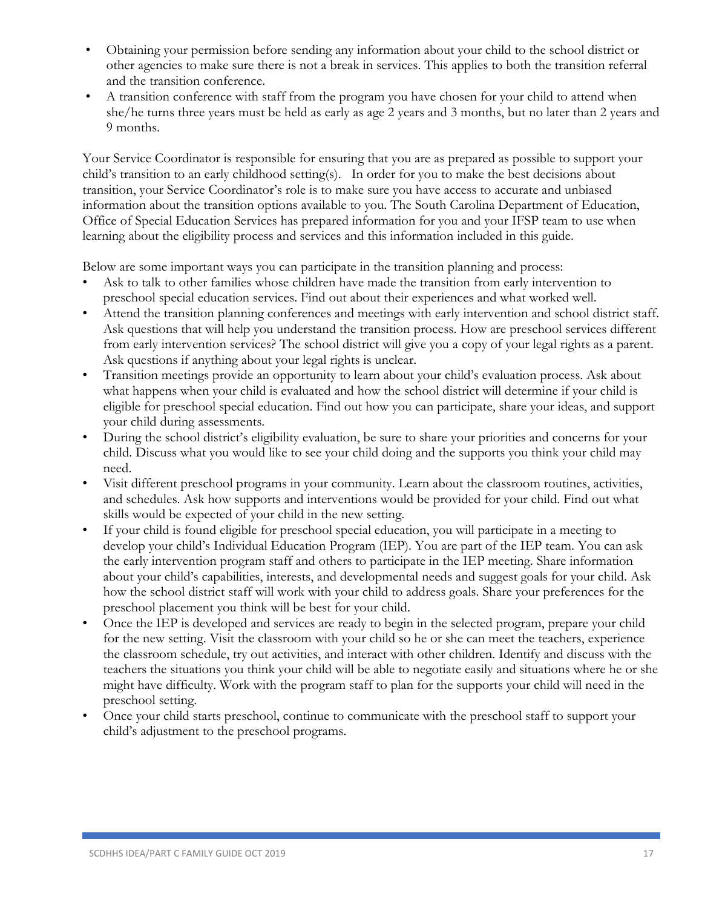- Obtaining your permission before sending any information about your child to the school district or other agencies to make sure there is not a break in services. This applies to both the transition referral and the transition conference.
- A transition conference with staff from the program you have chosen for your child to attend when she/he turns three years must be held as early as age 2 years and 3 months, but no later than 2 years and 9 months.

Your Service Coordinator is responsible for ensuring that you are as prepared as possible to support your child's transition to an early childhood setting(s). In order for you to make the best decisions about transition, your Service Coordinator's role is to make sure you have access to accurate and unbiased information about the transition options available to you. The South Carolina Department of Education, Office of Special Education Services has prepared information for you and your IFSP team to use when learning about the eligibility process and services and this information included in this guide.

Below are some important ways you can participate in the transition planning and process:

- Ask to talk to other families whose children have made the transition from early intervention to preschool special education services. Find out about their experiences and what worked well.
- Attend the transition planning conferences and meetings with early intervention and school district staff. Ask questions that will help you understand the transition process. How are preschool services different from early intervention services? The school district will give you a copy of your legal rights as a parent. Ask questions if anything about your legal rights is unclear.
- Transition meetings provide an opportunity to learn about your child's evaluation process. Ask about what happens when your child is evaluated and how the school district will determine if your child is eligible for preschool special education. Find out how you can participate, share your ideas, and support your child during assessments.
- During the school district's eligibility evaluation, be sure to share your priorities and concerns for your child. Discuss what you would like to see your child doing and the supports you think your child may need.
- Visit different preschool programs in your community. Learn about the classroom routines, activities, and schedules. Ask how supports and interventions would be provided for your child. Find out what skills would be expected of your child in the new setting.
- If your child is found eligible for preschool special education, you will participate in a meeting to develop your child's Individual Education Program (IEP). You are part of the IEP team. You can ask the early intervention program staff and others to participate in the IEP meeting. Share information about your child's capabilities, interests, and developmental needs and suggest goals for your child. Ask how the school district staff will work with your child to address goals. Share your preferences for the preschool placement you think will be best for your child.
- Once the IEP is developed and services are ready to begin in the selected program, prepare your child for the new setting. Visit the classroom with your child so he or she can meet the teachers, experience the classroom schedule, try out activities, and interact with other children. Identify and discuss with the teachers the situations you think your child will be able to negotiate easily and situations where he or she might have difficulty. Work with the program staff to plan for the supports your child will need in the preschool setting.
- Once your child starts preschool, continue to communicate with the preschool staff to support your child's adjustment to the preschool programs.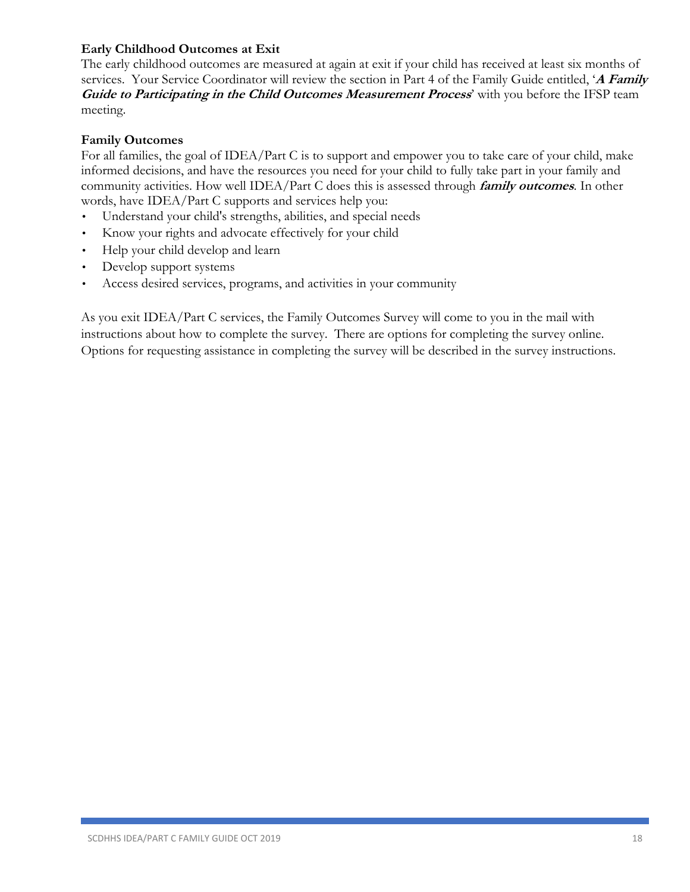**Early Childhood Outcomes at Exit**

The early childhood outcomes are measured at again at exit if your child has received at least six months of services. Your Service Coordinator will review the section in Part 4 of the Family Guide entitled, '***A Family Guide to Participating in the Child Outcomes Measurement Process***' with you before the IFSP team meeting.

**Family Outcomes**

For all families, the goal of IDEA/Part C is to support and empower you to take care of your child, make informed decisions, and have the resources you need for your child to fully take part in your family and community activities. How well IDEA/Part C does this is assessed through ***family outcomes***. In other words, have IDEA/Part C supports and services help you:

- Understand your child's strengths, abilities, and special needs
- Know your rights and advocate effectively for your child
- Help your child develop and learn
- Develop support systems
- Access desired services, programs, and activities in your community

As you exit IDEA/Part C services, the Family Outcomes Survey will come to you in the mail with instructions about how to complete the survey. There are options for completing the survey online. Options for requesting assistance in completing the survey will be described in the survey instructions.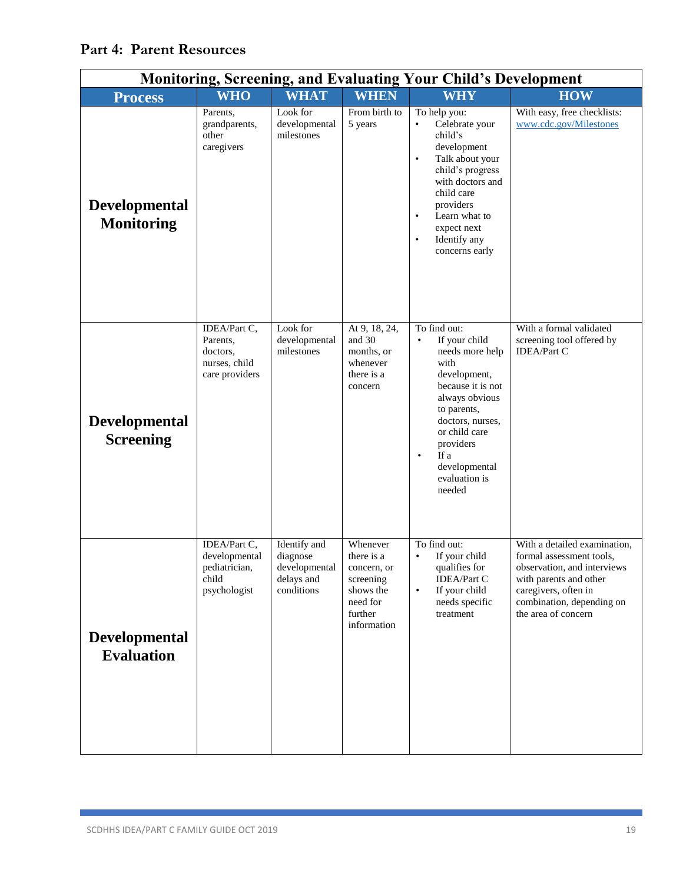## Part 4: Parent Resources

| Monitoring, Screening, and Evaluating Your Child's Development | | | | | |
|---|---|---|---|---|---|
| **Process** | **WHO** | **WHAT** | **WHEN** | **WHY** | **HOW** |
| **Developmental Monitoring** | Parents, grandparents, other caregivers | Look for developmental milestones | From birth to 5 years | To help you:<br>• Celebrate your child's development<br>• Talk about your child's progress with doctors and child care providers<br>• Learn what to expect next<br>• Identify any concerns early | With easy, free checklists: www.cdc.gov/Milestones |
| **Developmental Screening** | IDEA/Part C, Parents, doctors, nurses, child care providers | Look for developmental milestones | At 9, 18, 24, and 30 months, or whenever there is a concern | To find out:<br>• If your child needs more help with development, because it is not always obvious to parents, doctors, nurses, or child care providers<br>• If a developmental evaluation is needed | With a formal validated screening tool offered by IDEA/Part C |
| **Developmental Evaluation** | IDEA/Part C, developmental pediatrician, child psychologist | Identify and diagnose developmental delays and conditions | Whenever there is a concern, or screening shows the need for further information | To find out:<br>• If your child qualifies for IDEA/Part C<br>• If your child needs specific treatment | With a detailed examination, formal assessment tools, observation, and interviews with parents and other caregivers, often in combination, depending on the area of concern |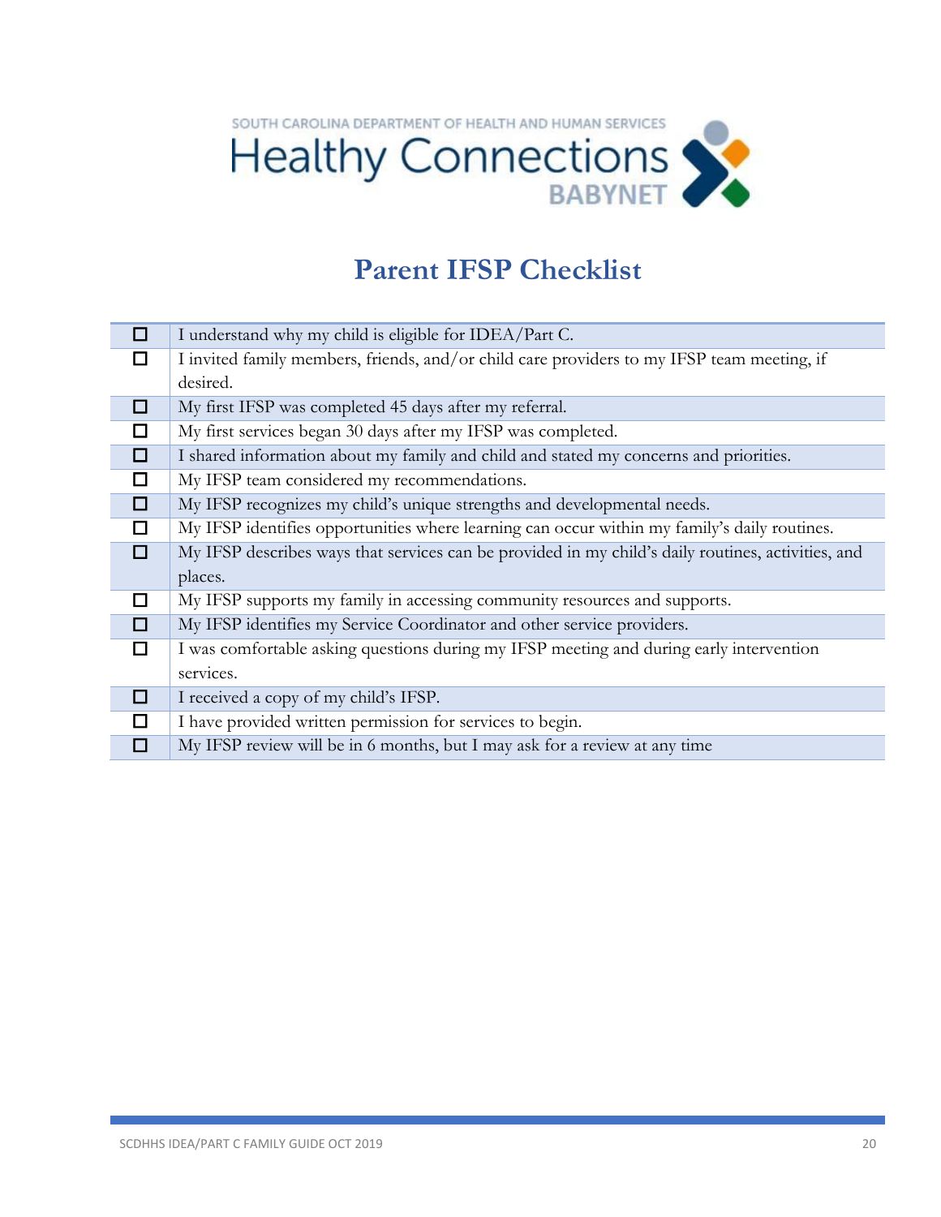SOUTH CAROLINA DEPARTMENT OF HEALTH AND HUMAN SERVICES

Healthy Connections BABYNET

# Parent IFSP Checklist

| | |
|---|---|
| ☐ | I understand why my child is eligible for IDEA/Part C. |
| ☐ | I invited family members, friends, and/or child care providers to my IFSP team meeting, if desired. |
| ☐ | My first IFSP was completed 45 days after my referral. |
| ☐ | My first services began 30 days after my IFSP was completed. |
| ☐ | I shared information about my family and child and stated my concerns and priorities. |
| ☐ | My IFSP team considered my recommendations. |
| ☐ | My IFSP recognizes my child's unique strengths and developmental needs. |
| ☐ | My IFSP identifies opportunities where learning can occur within my family's daily routines. |
| ☐ | My IFSP describes ways that services can be provided in my child's daily routines, activities, and places. |
| ☐ | My IFSP supports my family in accessing community resources and supports. |
| ☐ | My IFSP identifies my Service Coordinator and other service providers. |
| ☐ | I was comfortable asking questions during my IFSP meeting and during early intervention services. |
| ☐ | I received a copy of my child's IFSP. |
| ☐ | I have provided written permission for services to begin. |
| ☐ | My IFSP review will be in 6 months, but I may ask for a review at any time |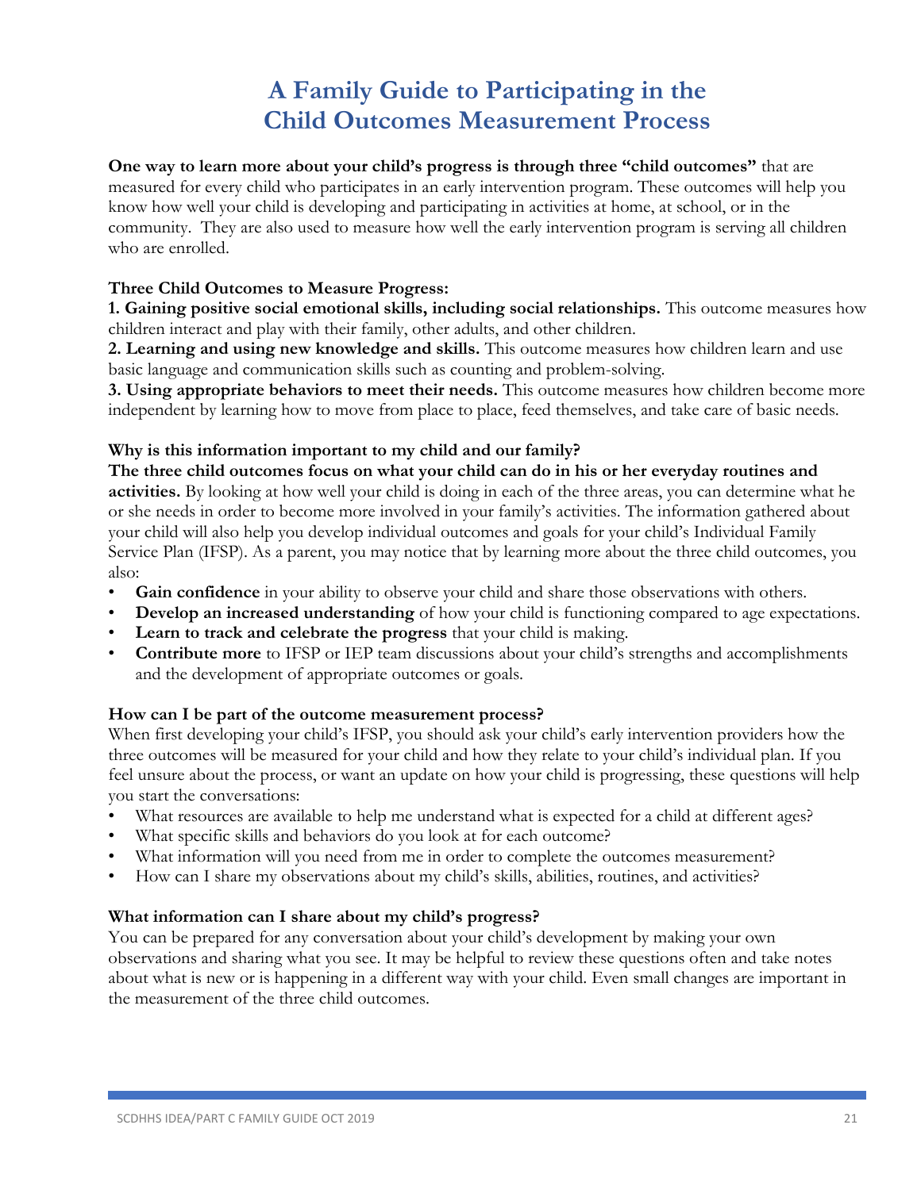# A Family Guide to Participating in the Child Outcomes Measurement Process

**One way to learn more about your child's progress is through three "child outcomes"** that are measured for every child who participates in an early intervention program. These outcomes will help you know how well your child is developing and participating in activities at home, at school, or in the community. They are also used to measure how well the early intervention program is serving all children who are enrolled.

### Three Child Outcomes to Measure Progress:

**1. Gaining positive social emotional skills, including social relationships.** This outcome measures how children interact and play with their family, other adults, and other children.

**2. Learning and using new knowledge and skills.** This outcome measures how children learn and use basic language and communication skills such as counting and problem-solving.

**3. Using appropriate behaviors to meet their needs.** This outcome measures how children become more independent by learning how to move from place to place, feed themselves, and take care of basic needs.

### Why is this information important to my child and our family?

**The three child outcomes focus on what your child can do in his or her everyday routines and activities.** By looking at how well your child is doing in each of the three areas, you can determine what he or she needs in order to become more involved in your family's activities. The information gathered about your child will also help you develop individual outcomes and goals for your child's Individual Family Service Plan (IFSP). As a parent, you may notice that by learning more about the three child outcomes, you also:

- **Gain confidence** in your ability to observe your child and share those observations with others.
- **Develop an increased understanding** of how your child is functioning compared to age expectations.
- **Learn to track and celebrate the progress** that your child is making.
- **Contribute more** to IFSP or IEP team discussions about your child's strengths and accomplishments and the development of appropriate outcomes or goals.

### How can I be part of the outcome measurement process?

When first developing your child's IFSP, you should ask your child's early intervention providers how the three outcomes will be measured for your child and how they relate to your child's individual plan. If you feel unsure about the process, or want an update on how your child is progressing, these questions will help you start the conversations:

- What resources are available to help me understand what is expected for a child at different ages?
- What specific skills and behaviors do you look at for each outcome?
- What information will you need from me in order to complete the outcomes measurement?
- How can I share my observations about my child's skills, abilities, routines, and activities?

### What information can I share about my child's progress?

You can be prepared for any conversation about your child's development by making your own observations and sharing what you see. It may be helpful to review these questions often and take notes about what is new or is happening in a different way with your child. Even small changes are important in the measurement of the three child outcomes.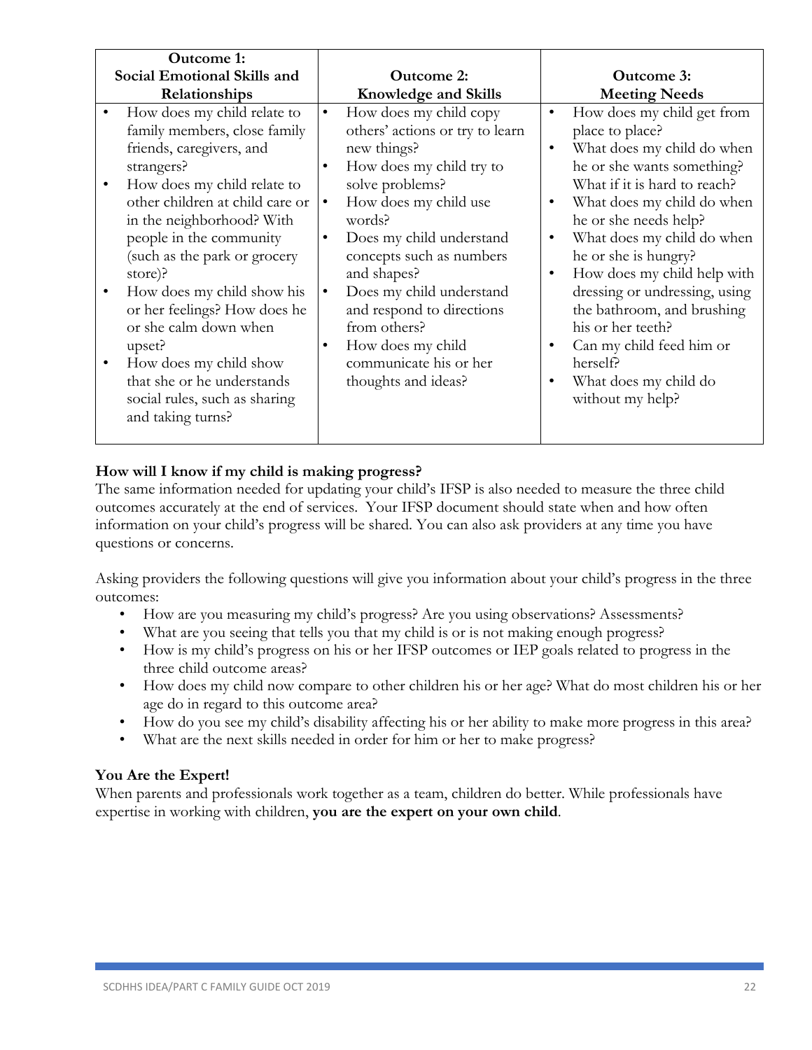| Outcome 1:<br>Social Emotional Skills and Relationships | Outcome 2:<br>Knowledge and Skills | Outcome 3:<br>Meeting Needs |
|---|---|---|
| • How does my child relate to family members, close family friends, caregivers, and strangers?<br>• How does my child relate to other children at child care or in the neighborhood? With people in the community (such as the park or grocery store)?<br>• How does my child show his or her feelings? How does he or she calm down when upset?<br>• How does my child show that she or he understands social rules, such as sharing and taking turns? | • How does my child copy others' actions or try to learn new things?<br>• How does my child try to solve problems?<br>• How does my child use words?<br>• Does my child understand concepts such as numbers and shapes?<br>• Does my child understand and respond to directions from others?<br>• How does my child communicate his or her thoughts and ideas? | • How does my child get from place to place?<br>• What does my child do when he or she wants something? What if it is hard to reach?<br>• What does my child do when he or she needs help?<br>• What does my child do when he or she is hungry?<br>• How does my child help with dressing or undressing, using the bathroom, and brushing his or her teeth?<br>• Can my child feed him or herself?<br>• What does my child do without my help? |

**How will I know if my child is making progress?**

The same information needed for updating your child's IFSP is also needed to measure the three child outcomes accurately at the end of services. Your IFSP document should state when and how often information on your child's progress will be shared. You can also ask providers at any time you have questions or concerns.

Asking providers the following questions will give you information about your child's progress in the three outcomes:

- How are you measuring my child's progress? Are you using observations? Assessments?
- What are you seeing that tells you that my child is or is not making enough progress?
- How is my child's progress on his or her IFSP outcomes or IEP goals related to progress in the three child outcome areas?
- How does my child now compare to other children his or her age? What do most children his or her age do in regard to this outcome area?
- How do you see my child's disability affecting his or her ability to make more progress in this area?
- What are the next skills needed in order for him or her to make progress?

**You Are the Expert!**

When parents and professionals work together as a team, children do better. While professionals have expertise in working with children, **you are the expert on your own child**.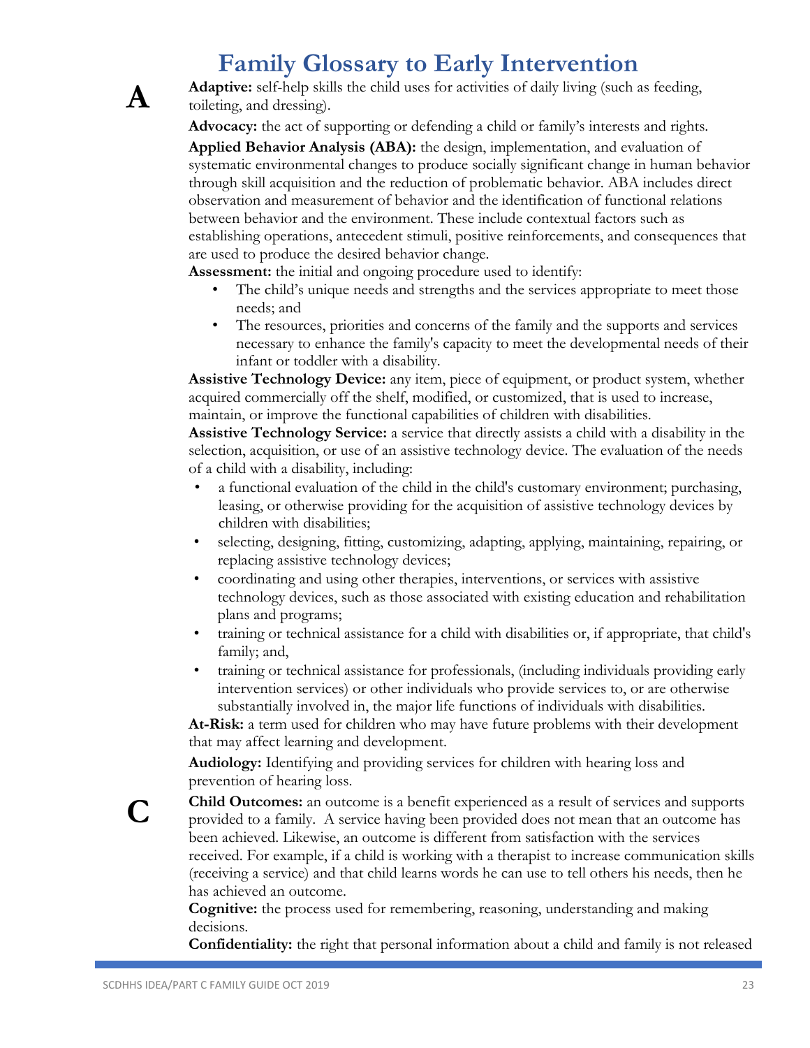# Family Glossary to Early Intervention

## A

**Adaptive:** self-help skills the child uses for activities of daily living (such as feeding, toileting, and dressing).

**Advocacy:** the act of supporting or defending a child or family's interests and rights.

**Applied Behavior Analysis (ABA):** the design, implementation, and evaluation of systematic environmental changes to produce socially significant change in human behavior through skill acquisition and the reduction of problematic behavior. ABA includes direct observation and measurement of behavior and the identification of functional relations between behavior and the environment. These include contextual factors such as establishing operations, antecedent stimuli, positive reinforcements, and consequences that are used to produce the desired behavior change.

**Assessment:** the initial and ongoing procedure used to identify:

- The child's unique needs and strengths and the services appropriate to meet those needs; and
- The resources, priorities and concerns of the family and the supports and services necessary to enhance the family's capacity to meet the developmental needs of their infant or toddler with a disability.

**Assistive Technology Device:** any item, piece of equipment, or product system, whether acquired commercially off the shelf, modified, or customized, that is used to increase, maintain, or improve the functional capabilities of children with disabilities.

**Assistive Technology Service:** a service that directly assists a child with a disability in the selection, acquisition, or use of an assistive technology device. The evaluation of the needs of a child with a disability, including:

- a functional evaluation of the child in the child's customary environment; purchasing, leasing, or otherwise providing for the acquisition of assistive technology devices by children with disabilities;
- selecting, designing, fitting, customizing, adapting, applying, maintaining, repairing, or replacing assistive technology devices;
- coordinating and using other therapies, interventions, or services with assistive technology devices, such as those associated with existing education and rehabilitation plans and programs;
- training or technical assistance for a child with disabilities or, if appropriate, that child's family; and,
- training or technical assistance for professionals, (including individuals providing early intervention services) or other individuals who provide services to, or are otherwise substantially involved in, the major life functions of individuals with disabilities.

**At-Risk:** a term used for children who may have future problems with their development that may affect learning and development.

**Audiology:** Identifying and providing services for children with hearing loss and prevention of hearing loss.

## C

**Child Outcomes:** an outcome is a benefit experienced as a result of services and supports provided to a family. A service having been provided does not mean that an outcome has been achieved. Likewise, an outcome is different from satisfaction with the services received. For example, if a child is working with a therapist to increase communication skills (receiving a service) and that child learns words he can use to tell others his needs, then he has achieved an outcome.

**Cognitive:** the process used for remembering, reasoning, understanding and making decisions.

**Confidentiality:** the right that personal information about a child and family is not released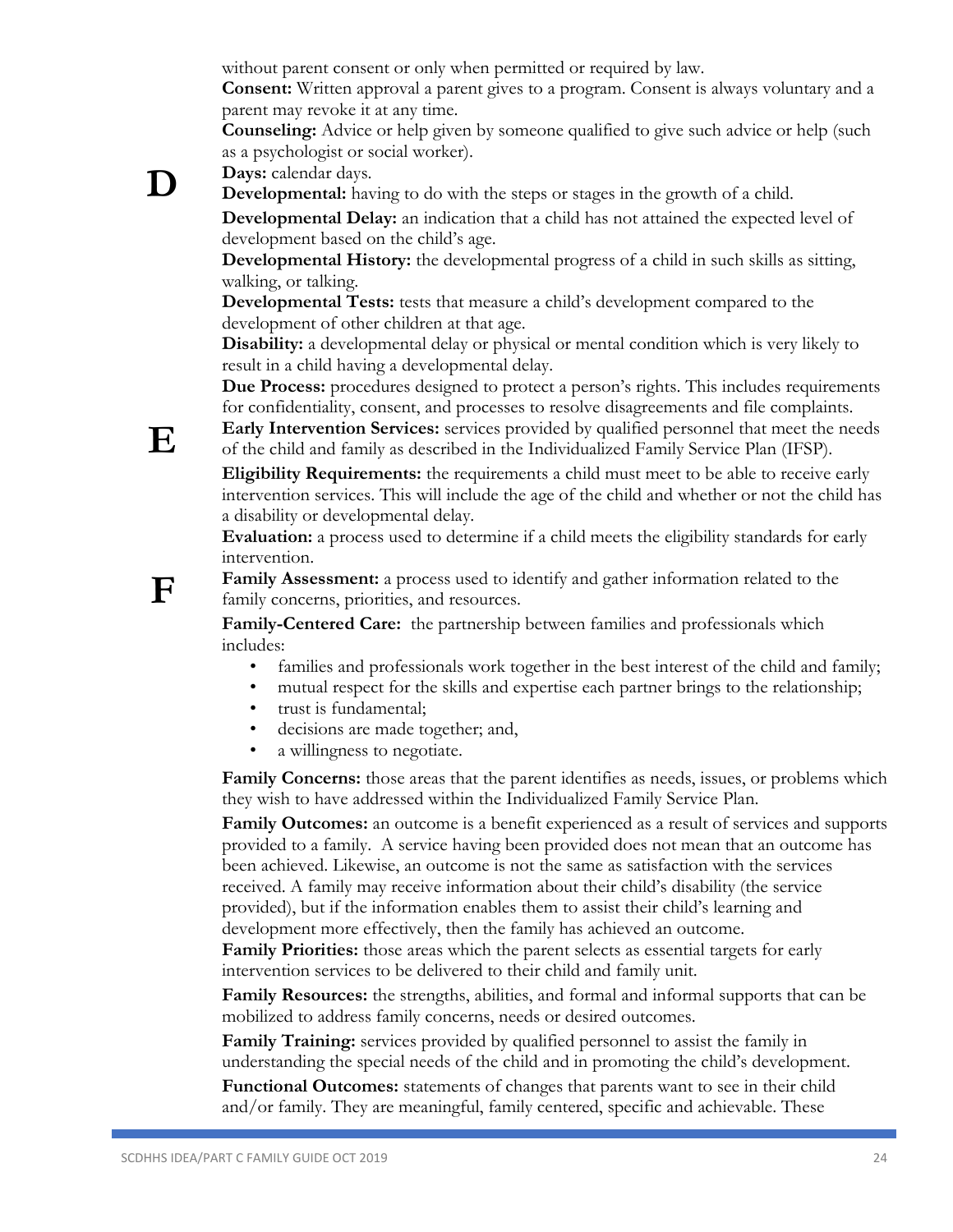without parent consent or only when permitted or required by law.

**Consent:** Written approval a parent gives to a program. Consent is always voluntary and a parent may revoke it at any time.

**Counseling:** Advice or help given by someone qualified to give such advice or help (such as a psychologist or social worker).

## D

**Days:** calendar days.

**Developmental:** having to do with the steps or stages in the growth of a child.

**Developmental Delay:** an indication that a child has not attained the expected level of development based on the child's age.

**Developmental History:** the developmental progress of a child in such skills as sitting, walking, or talking.

**Developmental Tests:** tests that measure a child's development compared to the development of other children at that age.

**Disability:** a developmental delay or physical or mental condition which is very likely to result in a child having a developmental delay.

**Due Process:** procedures designed to protect a person's rights. This includes requirements for confidentiality, consent, and processes to resolve disagreements and file complaints.

## E

**Early Intervention Services:** services provided by qualified personnel that meet the needs of the child and family as described in the Individualized Family Service Plan (IFSP).

**Eligibility Requirements:** the requirements a child must meet to be able to receive early intervention services. This will include the age of the child and whether or not the child has a disability or developmental delay.

**Evaluation:** a process used to determine if a child meets the eligibility standards for early intervention.

## F

**Family Assessment:** a process used to identify and gather information related to the family concerns, priorities, and resources.

**Family-Centered Care:** the partnership between families and professionals which includes:

- families and professionals work together in the best interest of the child and family;
- mutual respect for the skills and expertise each partner brings to the relationship;
- trust is fundamental;
- decisions are made together; and,
- a willingness to negotiate.

**Family Concerns:** those areas that the parent identifies as needs, issues, or problems which they wish to have addressed within the Individualized Family Service Plan.

**Family Outcomes:** an outcome is a benefit experienced as a result of services and supports provided to a family. A service having been provided does not mean that an outcome has been achieved. Likewise, an outcome is not the same as satisfaction with the services received. A family may receive information about their child's disability (the service provided), but if the information enables them to assist their child's learning and development more effectively, then the family has achieved an outcome.

**Family Priorities:** those areas which the parent selects as essential targets for early intervention services to be delivered to their child and family unit.

**Family Resources:** the strengths, abilities, and formal and informal supports that can be mobilized to address family concerns, needs or desired outcomes.

**Family Training:** services provided by qualified personnel to assist the family in understanding the special needs of the child and in promoting the child's development.

**Functional Outcomes:** statements of changes that parents want to see in their child and/or family. They are meaningful, family centered, specific and achievable. These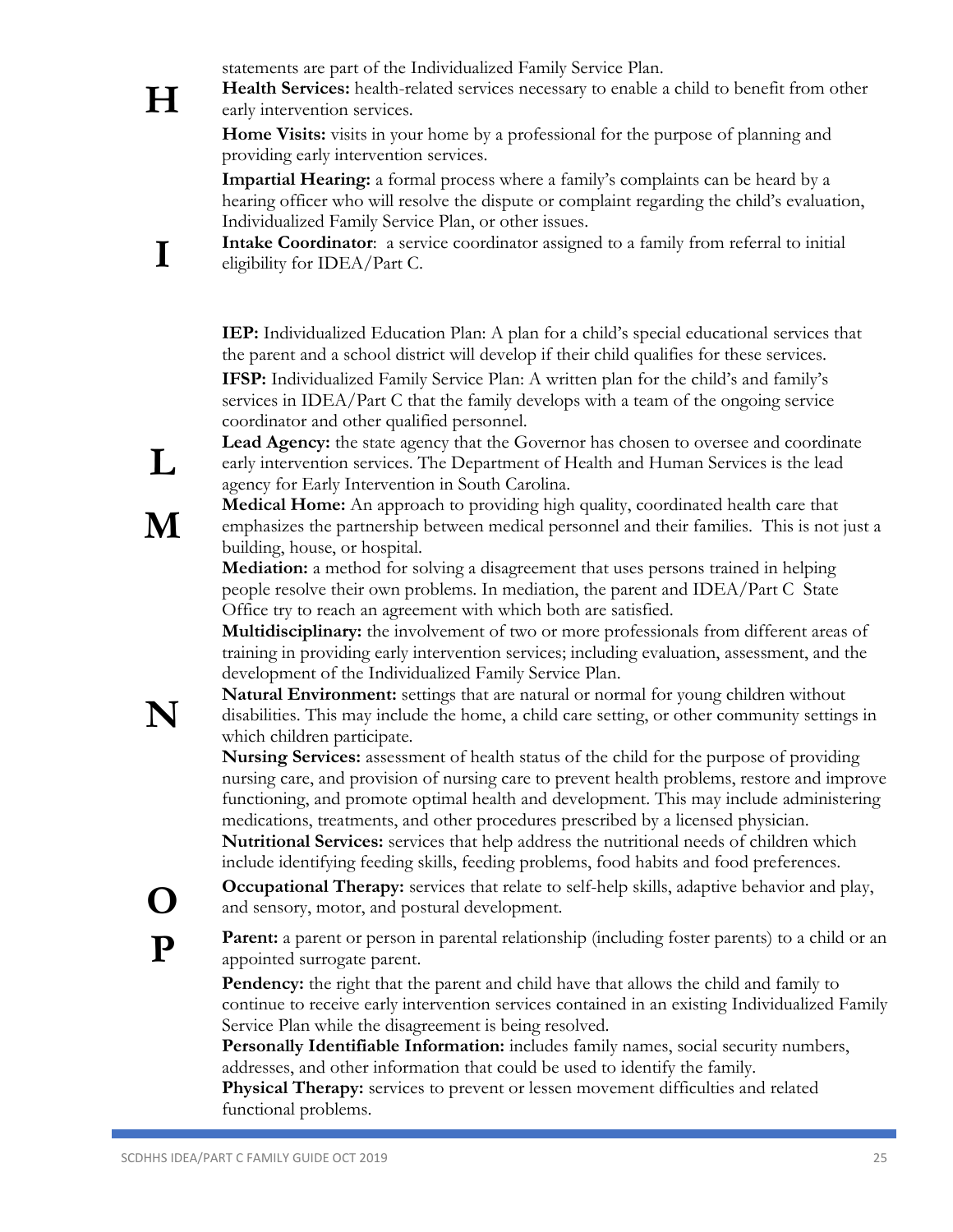statements are part of the Individualized Family Service Plan.

## H

**Health Services:** health-related services necessary to enable a child to benefit from other early intervention services.

**Home Visits:** visits in your home by a professional for the purpose of planning and providing early intervention services.

**Impartial Hearing:** a formal process where a family's complaints can be heard by a hearing officer who will resolve the dispute or complaint regarding the child's evaluation, Individualized Family Service Plan, or other issues.

## I

**Intake Coordinator**: a service coordinator assigned to a family from referral to initial eligibility for IDEA/Part C.

**IEP:** Individualized Education Plan: A plan for a child's special educational services that the parent and a school district will develop if their child qualifies for these services.

**IFSP:** Individualized Family Service Plan: A written plan for the child's and family's services in IDEA/Part C that the family develops with a team of the ongoing service coordinator and other qualified personnel.

## L

**Lead Agency:** the state agency that the Governor has chosen to oversee and coordinate early intervention services. The Department of Health and Human Services is the lead agency for Early Intervention in South Carolina.

## M

**Medical Home:** An approach to providing high quality, coordinated health care that emphasizes the partnership between medical personnel and their families. This is not just a building, house, or hospital.

**Mediation:** a method for solving a disagreement that uses persons trained in helping people resolve their own problems. In mediation, the parent and IDEA/Part C State Office try to reach an agreement with which both are satisfied.

**Multidisciplinary:** the involvement of two or more professionals from different areas of training in providing early intervention services; including evaluation, assessment, and the development of the Individualized Family Service Plan.

## N

**Natural Environment:** settings that are natural or normal for young children without disabilities. This may include the home, a child care setting, or other community settings in which children participate.

**Nursing Services:** assessment of health status of the child for the purpose of providing nursing care, and provision of nursing care to prevent health problems, restore and improve functioning, and promote optimal health and development. This may include administering medications, treatments, and other procedures prescribed by a licensed physician.

**Nutritional Services:** services that help address the nutritional needs of children which include identifying feeding skills, feeding problems, food habits and food preferences.

## O

**Occupational Therapy:** services that relate to self-help skills, adaptive behavior and play, and sensory, motor, and postural development.

## P

**Parent:** a parent or person in parental relationship (including foster parents) to a child or an appointed surrogate parent.

**Pendency:** the right that the parent and child have that allows the child and family to continue to receive early intervention services contained in an existing Individualized Family Service Plan while the disagreement is being resolved.

**Personally Identifiable Information:** includes family names, social security numbers, addresses, and other information that could be used to identify the family.

**Physical Therapy:** services to prevent or lessen movement difficulties and related functional problems.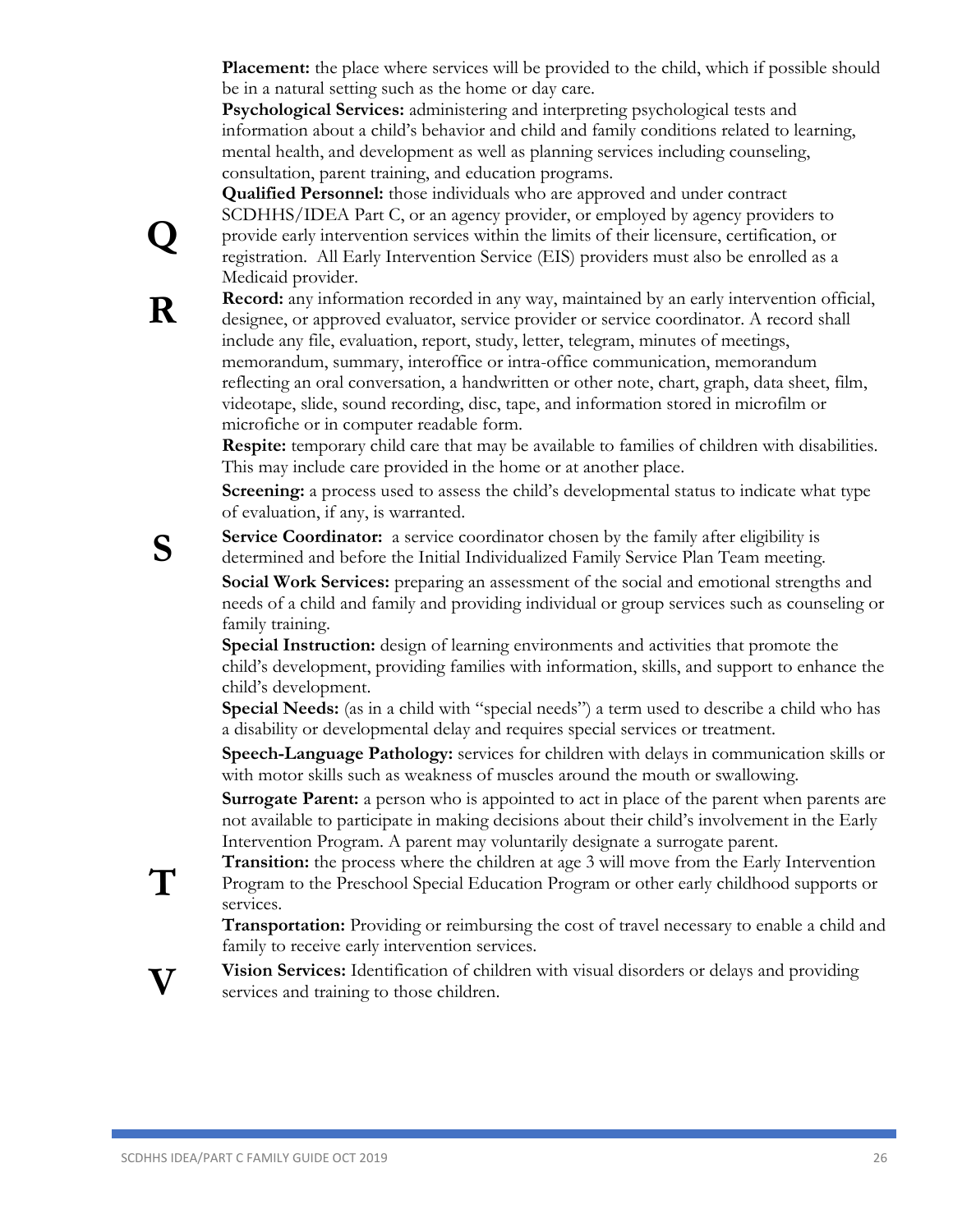**Placement:** the place where services will be provided to the child, which if possible should be in a natural setting such as the home or day care.

**Psychological Services:** administering and interpreting psychological tests and information about a child's behavior and child and family conditions related to learning, mental health, and development as well as planning services including counseling, consultation, parent training, and education programs.

## Q

**Qualified Personnel:** those individuals who are approved and under contract SCDHHS/IDEA Part C, or an agency provider, or employed by agency providers to provide early intervention services within the limits of their licensure, certification, or registration. All Early Intervention Service (EIS) providers must also be enrolled as a Medicaid provider.

## R

**Record:** any information recorded in any way, maintained by an early intervention official, designee, or approved evaluator, service provider or service coordinator. A record shall include any file, evaluation, report, study, letter, telegram, minutes of meetings, memorandum, summary, interoffice or intra-office communication, memorandum reflecting an oral conversation, a handwritten or other note, chart, graph, data sheet, film, videotape, slide, sound recording, disc, tape, and information stored in microfilm or microfiche or in computer readable form.

**Respite:** temporary child care that may be available to families of children with disabilities. This may include care provided in the home or at another place.

## S

**Screening:** a process used to assess the child's developmental status to indicate what type of evaluation, if any, is warranted.

**Service Coordinator:** a service coordinator chosen by the family after eligibility is determined and before the Initial Individualized Family Service Plan Team meeting.

**Social Work Services:** preparing an assessment of the social and emotional strengths and needs of a child and family and providing individual or group services such as counseling or family training.

**Special Instruction:** design of learning environments and activities that promote the child's development, providing families with information, skills, and support to enhance the child's development.

**Special Needs:** (as in a child with "special needs") a term used to describe a child who has a disability or developmental delay and requires special services or treatment.

**Speech-Language Pathology:** services for children with delays in communication skills or with motor skills such as weakness of muscles around the mouth or swallowing.

**Surrogate Parent:** a person who is appointed to act in place of the parent when parents are not available to participate in making decisions about their child's involvement in the Early Intervention Program. A parent may voluntarily designate a surrogate parent.

## T

**Transition:** the process where the children at age 3 will move from the Early Intervention Program to the Preschool Special Education Program or other early childhood supports or services.

**Transportation:** Providing or reimbursing the cost of travel necessary to enable a child and family to receive early intervention services.

## V

**Vision Services:** Identification of children with visual disorders or delays and providing services and training to those children.